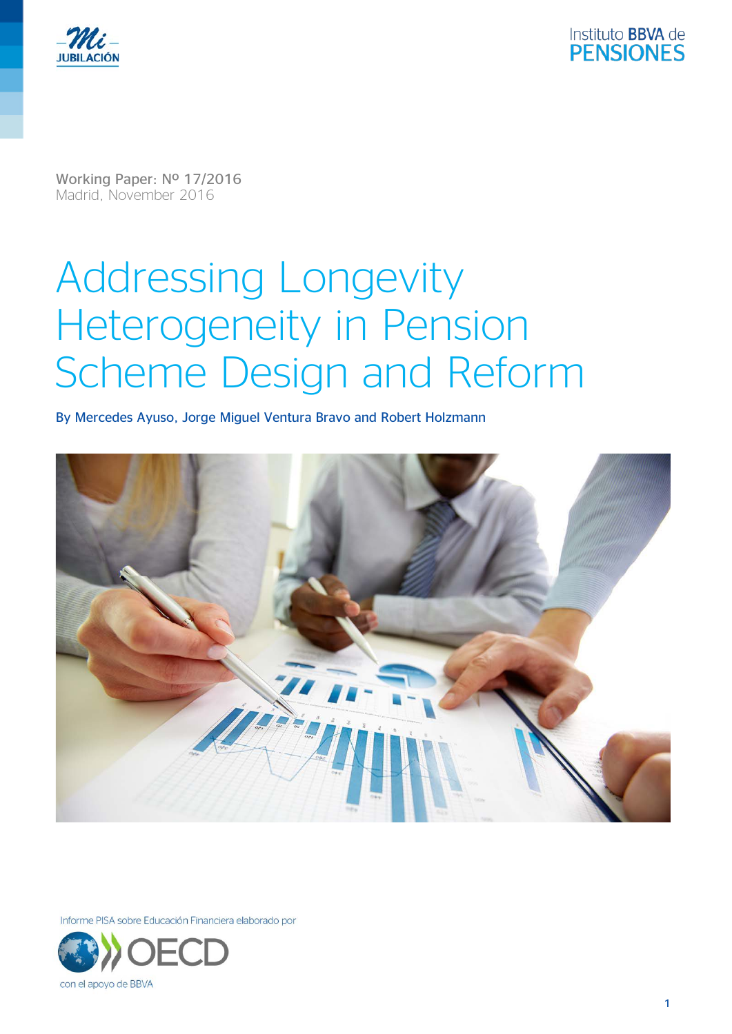Mi JUBILACIÓN

Instituto BBVA de PENSIONES

Working Paper: Nº 17/2016
Madrid, November 2016

# Addressing Longevity Heterogeneity in Pension Scheme Design and Reform

By Mercedes Ayuso, Jorge Miguel Ventura Bravo and Robert Holzmann

Informe PISA sobre Educación Financiera elaborado por OECD con el apoyo de BBVA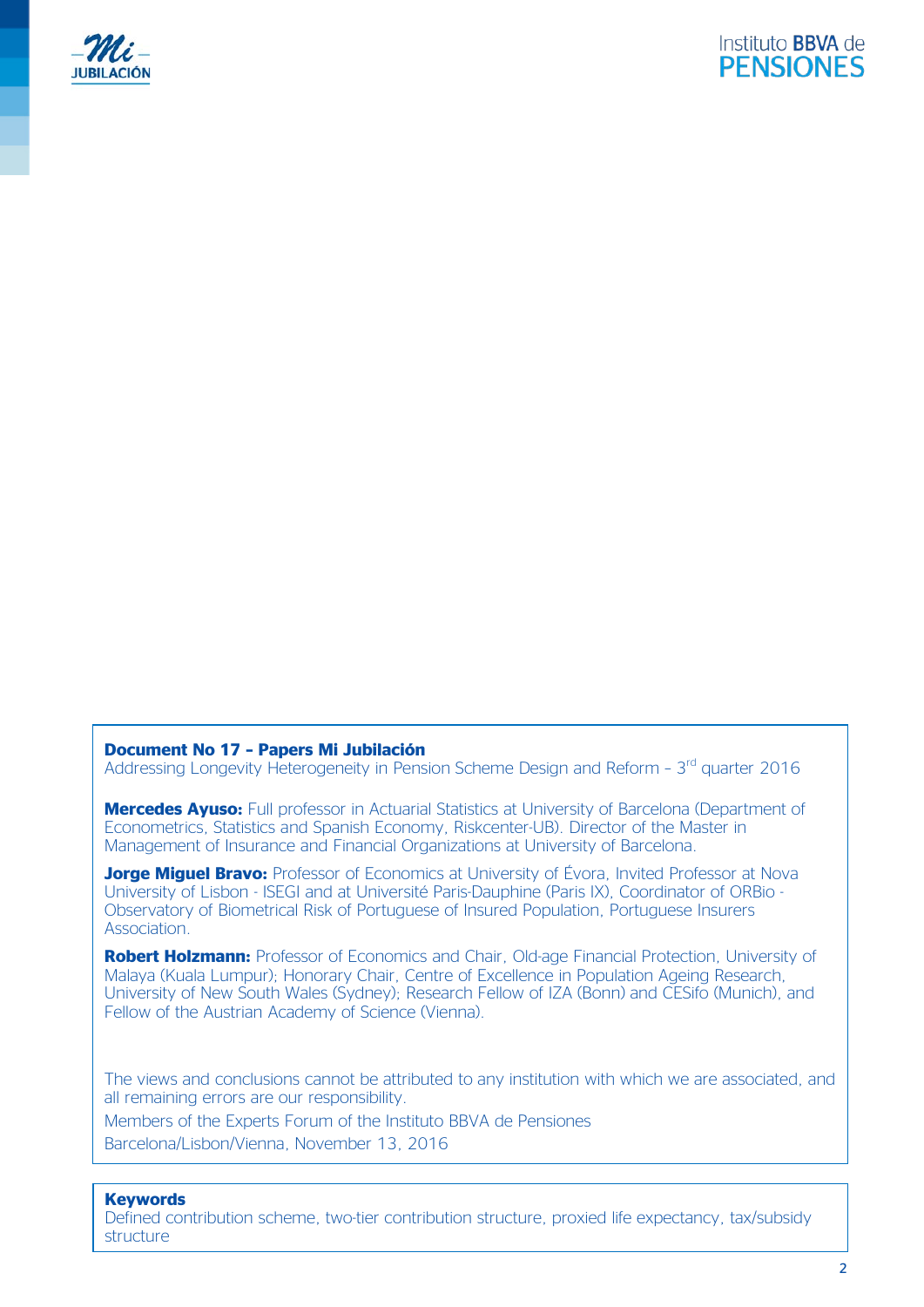**Document No 17 – Papers Mi Jubilación**
Addressing Longevity Heterogeneity in Pension Scheme Design and Reform – 3rd quarter 2016

**Mercedes Ayuso:** Full professor in Actuarial Statistics at University of Barcelona (Department of Econometrics, Statistics and Spanish Economy, Riskcenter-UB). Director of the Master in Management of Insurance and Financial Organizations at University of Barcelona.

**Jorge Miguel Bravo:** Professor of Economics at University of Évora, Invited Professor at Nova University of Lisbon - ISEGI and at Université Paris-Dauphine (Paris IX), Coordinator of ORBio - Observatory of Biometrical Risk of Portuguese of Insured Population, Portuguese Insurers Association.

**Robert Holzmann:** Professor of Economics and Chair, Old-age Financial Protection, University of Malaya (Kuala Lumpur); Honorary Chair, Centre of Excellence in Population Ageing Research, University of New South Wales (Sydney); Research Fellow of IZA (Bonn) and CESifo (Munich), and Fellow of the Austrian Academy of Science (Vienna).

The views and conclusions cannot be attributed to any institution with which we are associated, and all remaining errors are our responsibility.

Members of the Experts Forum of the Instituto BBVA de Pensiones

Barcelona/Lisbon/Vienna, November 13, 2016

**Keywords**
Defined contribution scheme, two-tier contribution structure, proxied life expectancy, tax/subsidy structure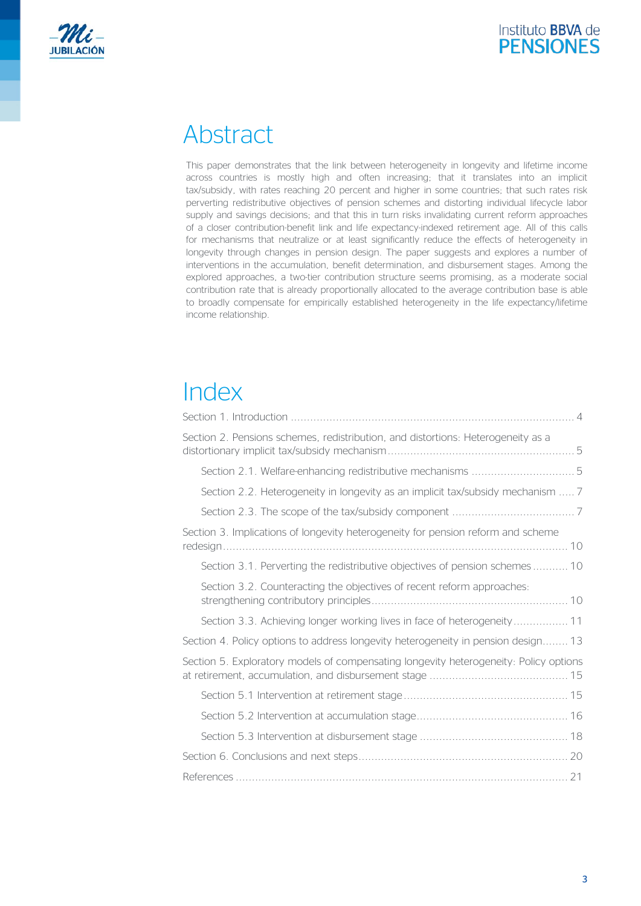# Abstract

This paper demonstrates that the link between heterogeneity in longevity and lifetime income across countries is mostly high and often increasing; that it translates into an implicit tax/subsidy, with rates reaching 20 percent and higher in some countries; that such rates risk perverting redistributive objectives of pension schemes and distorting individual lifecycle labor supply and savings decisions; and that this in turn risks invalidating current reform approaches of a closer contribution-benefit link and life expectancy-indexed retirement age. All of this calls for mechanisms that neutralize or at least significantly reduce the effects of heterogeneity in longevity through changes in pension design. The paper suggests and explores a number of interventions in the accumulation, benefit determination, and disbursement stages. Among the explored approaches, a two-tier contribution structure seems promising, as a moderate social contribution rate that is already proportionally allocated to the average contribution base is able to broadly compensate for empirically established heterogeneity in the life expectancy/lifetime income relationship.

# Index

- Section 1. Introduction .......... 4
- Section 2. Pensions schemes, redistribution, and distortions: Heterogeneity as a distortionary implicit tax/subsidy mechanism .......... 5
  - Section 2.1. Welfare-enhancing redistributive mechanisms .......... 5
  - Section 2.2. Heterogeneity in longevity as an implicit tax/subsidy mechanism .......... 7
  - Section 2.3. The scope of the tax/subsidy component .......... 7
- Section 3. Implications of longevity heterogeneity for pension reform and scheme redesign .......... 10
  - Section 3.1. Perverting the redistributive objectives of pension schemes .......... 10
  - Section 3.2. Counteracting the objectives of recent reform approaches: strengthening contributory principles .......... 10
  - Section 3.3. Achieving longer working lives in face of heterogeneity .......... 11
- Section 4. Policy options to address longevity heterogeneity in pension design .......... 13
- Section 5. Exploratory models of compensating longevity heterogeneity: Policy options at retirement, accumulation, and disbursement stage .......... 15
  - Section 5.1 Intervention at retirement stage .......... 15
  - Section 5.2 Intervention at accumulation stage .......... 16
  - Section 5.3 Intervention at disbursement stage .......... 18
- Section 6. Conclusions and next steps .......... 20
- References .......... 21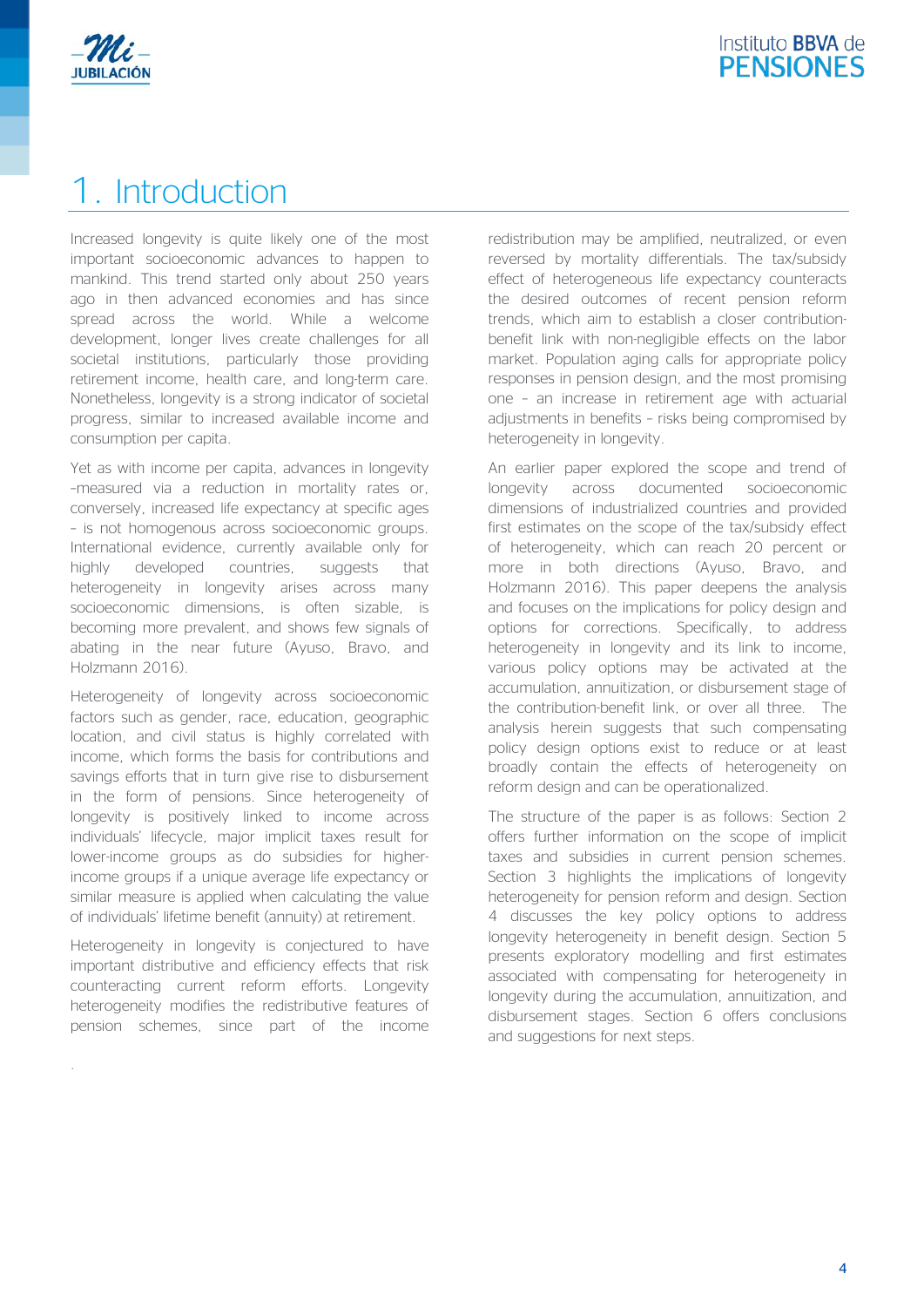# 1. Introduction

Increased longevity is quite likely one of the most important socioeconomic advances to happen to mankind. This trend started only about 250 years ago in then advanced economies and has since spread across the world. While a welcome development, longer lives create challenges for all societal institutions, particularly those providing retirement income, health care, and long-term care. Nonetheless, longevity is a strong indicator of societal progress, similar to increased available income and consumption per capita.

Yet as with income per capita, advances in longevity –measured via a reduction in mortality rates or, conversely, increased life expectancy at specific ages – is not homogenous across socioeconomic groups. International evidence, currently available only for highly developed countries, suggests that heterogeneity in longevity arises across many socioeconomic dimensions, is often sizable, is becoming more prevalent, and shows few signals of abating in the near future (Ayuso, Bravo, and Holzmann 2016).

Heterogeneity of longevity across socioeconomic factors such as gender, race, education, geographic location, and civil status is highly correlated with income, which forms the basis for contributions and savings efforts that in turn give rise to disbursement in the form of pensions. Since heterogeneity of longevity is positively linked to income across individuals' lifecycle, major implicit taxes result for lower-income groups as do subsidies for higher-income groups if a unique average life expectancy or similar measure is applied when calculating the value of individuals' lifetime benefit (annuity) at retirement.

Heterogeneity in longevity is conjectured to have important distributive and efficiency effects that risk counteracting current reform efforts. Longevity heterogeneity modifies the redistributive features of pension schemes, since part of the income redistribution may be amplified, neutralized, or even reversed by mortality differentials. The tax/subsidy effect of heterogeneous life expectancy counteracts the desired outcomes of recent pension reform trends, which aim to establish a closer contribution-benefit link with non-negligible effects on the labor market. Population aging calls for appropriate policy responses in pension design, and the most promising one – an increase in retirement age with actuarial adjustments in benefits – risks being compromised by heterogeneity in longevity.

An earlier paper explored the scope and trend of longevity across documented socioeconomic dimensions of industrialized countries and provided first estimates on the scope of the tax/subsidy effect of heterogeneity, which can reach 20 percent or more in both directions (Ayuso, Bravo, and Holzmann 2016). This paper deepens the analysis and focuses on the implications for policy design and options for corrections. Specifically, to address heterogeneity in longevity and its link to income, various policy options may be activated at the accumulation, annuitization, or disbursement stage of the contribution-benefit link, or over all three. The analysis herein suggests that such compensating policy design options exist to reduce or at least broadly contain the effects of heterogeneity on reform design and can be operationalized.

The structure of the paper is as follows: Section 2 offers further information on the scope of implicit taxes and subsidies in current pension schemes. Section 3 highlights the implications of longevity heterogeneity for pension reform and design. Section 4 discusses the key policy options to address longevity heterogeneity in benefit design. Section 5 presents exploratory modelling and first estimates associated with compensating for heterogeneity in longevity during the accumulation, annuitization, and disbursement stages. Section 6 offers conclusions and suggestions for next steps.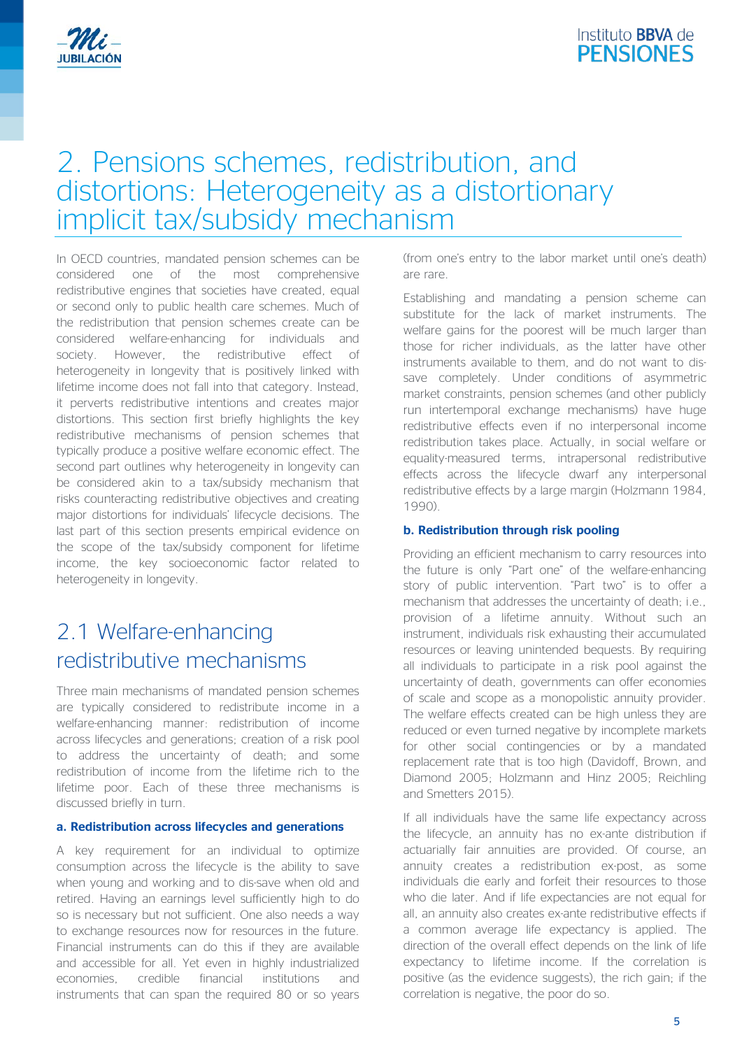# 2. Pensions schemes, redistribution, and distortions: Heterogeneity as a distortionary implicit tax/subsidy mechanism

In OECD countries, mandated pension schemes can be considered one of the most comprehensive redistributive engines that societies have created, equal or second only to public health care schemes. Much of the redistribution that pension schemes create can be considered welfare-enhancing for individuals and society. However, the redistributive effect of heterogeneity in longevity that is positively linked with lifetime income does not fall into that category. Instead, it perverts redistributive intentions and creates major distortions. This section first briefly highlights the key redistributive mechanisms of pension schemes that typically produce a positive welfare economic effect. The second part outlines why heterogeneity in longevity can be considered akin to a tax/subsidy mechanism that risks counteracting redistributive objectives and creating major distortions for individuals' lifecycle decisions. The last part of this section presents empirical evidence on the scope of the tax/subsidy component for lifetime income, the key socioeconomic factor related to heterogeneity in longevity.

## 2.1 Welfare-enhancing redistributive mechanisms

Three main mechanisms of mandated pension schemes are typically considered to redistribute income in a welfare-enhancing manner: redistribution of income across lifecycles and generations; creation of a risk pool to address the uncertainty of death; and some redistribution of income from the lifetime rich to the lifetime poor. Each of these three mechanisms is discussed briefly in turn.

**a. Redistribution across lifecycles and generations**

A key requirement for an individual to optimize consumption across the lifecycle is the ability to save when young and working and to dis-save when old and retired. Having an earnings level sufficiently high to do so is necessary but not sufficient. One also needs a way to exchange resources now for resources in the future. Financial instruments can do this if they are available and accessible for all. Yet even in highly industrialized economies, credible financial institutions and instruments that can span the required 80 or so years (from one's entry to the labor market until one's death) are rare.

Establishing and mandating a pension scheme can substitute for the lack of market instruments. The welfare gains for the poorest will be much larger than those for richer individuals, as the latter have other instruments available to them, and do not want to dis-save completely. Under conditions of asymmetric market constraints, pension schemes (and other publicly run intertemporal exchange mechanisms) have huge redistributive effects even if no interpersonal income redistribution takes place. Actually, in social welfare or equality-measured terms, intrapersonal redistributive effects across the lifecycle dwarf any interpersonal redistributive effects by a large margin (Holzmann 1984, 1990).

**b. Redistribution through risk pooling**

Providing an efficient mechanism to carry resources into the future is only "Part one" of the welfare-enhancing story of public intervention. "Part two" is to offer a mechanism that addresses the uncertainty of death; i.e., provision of a lifetime annuity. Without such an instrument, individuals risk exhausting their accumulated resources or leaving unintended bequests. By requiring all individuals to participate in a risk pool against the uncertainty of death, governments can offer economies of scale and scope as a monopolistic annuity provider. The welfare effects created can be high unless they are reduced or even turned negative by incomplete markets for other social contingencies or by a mandated replacement rate that is too high (Davidoff, Brown, and Diamond 2005; Holzmann and Hinz 2005; Reichling and Smetters 2015).

If all individuals have the same life expectancy across the lifecycle, an annuity has no ex-ante distribution if actuarially fair annuities are provided. Of course, an annuity creates a redistribution ex-post, as some individuals die early and forfeit their resources to those who die later. And if life expectancies are not equal for all, an annuity also creates ex-ante redistributive effects if a common average life expectancy is applied. The direction of the overall effect depends on the link of life expectancy to lifetime income. If the correlation is positive (as the evidence suggests), the rich gain; if the correlation is negative, the poor do so.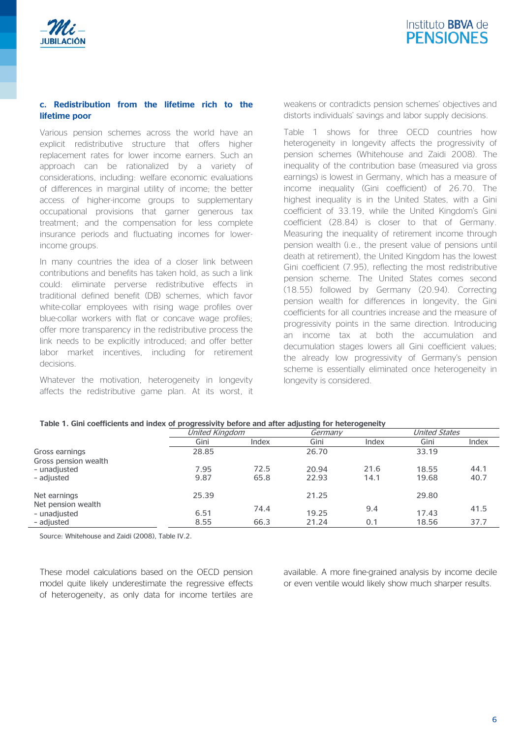### c. Redistribution from the lifetime rich to the lifetime poor

Various pension schemes across the world have an explicit redistributive structure that offers higher replacement rates for lower income earners. Such an approach can be rationalized by a variety of considerations, including: welfare economic evaluations of differences in marginal utility of income; the better access of higher-income groups to supplementary occupational provisions that garner generous tax treatment; and the compensation for less complete insurance periods and fluctuating incomes for lower-income groups.

In many countries the idea of a closer link between contributions and benefits has taken hold, as such a link could: eliminate perverse redistributive effects in traditional defined benefit (DB) schemes, which favor white-collar employees with rising wage profiles over blue-collar workers with flat or concave wage profiles; offer more transparency in the redistributive process the link needs to be explicitly introduced; and offer better labor market incentives, including for retirement decisions.

Whatever the motivation, heterogeneity in longevity affects the redistributive game plan. At its worst, it weakens or contradicts pension schemes' objectives and distorts individuals' savings and labor supply decisions.

Table 1 shows for three OECD countries how heterogeneity in longevity affects the progressivity of pension schemes (Whitehouse and Zaidi 2008). The inequality of the contribution base (measured via gross earnings) is lowest in Germany, which has a measure of income inequality (Gini coefficient) of 26.70. The highest inequality is in the United States, with a Gini coefficient of 33.19, while the United Kingdom's Gini coefficient (28.84) is closer to that of Germany. Measuring the inequality of retirement income through pension wealth (i.e., the present value of pensions until death at retirement), the United Kingdom has the lowest Gini coefficient (7.95), reflecting the most redistributive pension scheme. The United States comes second (18.55) followed by Germany (20.94). Correcting pension wealth for differences in longevity, the Gini coefficients for all countries increase and the measure of progressivity points in the same direction. Introducing an income tax at both the accumulation and decumulation stages lowers all Gini coefficient values; the already low progressivity of Germany's pension scheme is essentially eliminated once heterogeneity in longevity is considered.

**Table 1. Gini coefficients and index of progressivity before and after adjusting for heterogeneity**

| | *United Kingdom* | | *Germany* | | *United States* | |
|---|---|---|---|---|---|---|
| | Gini | Index | Gini | Index | Gini | Index |
| Gross earnings | 28.85 | | 26.70 | | 33.19 | |
| Gross pension wealth | | | | | | |
| - unadjusted | 7.95 | 72.5 | 20.94 | 21.6 | 18.55 | 44.1 |
| - adjusted | 9.87 | 65.8 | 22.93 | 14.1 | 19.68 | 40.7 |
| Net earnings | 25.39 | | 21.25 | | 29.80 | |
| Net pension wealth | | | | | | |
| - unadjusted | 6.51 | 74.4 | 19.25 | 9.4 | 17.43 | 41.5 |
| - adjusted | 8.55 | 66.3 | 21.24 | 0.1 | 18.56 | 37.7 |

Source: Whitehouse and Zaidi (2008), Table IV.2.

These model calculations based on the OECD pension model quite likely underestimate the regressive effects of heterogeneity, as only data for income tertiles are available. A more fine-grained analysis by income decile or even ventile would likely show much sharper results.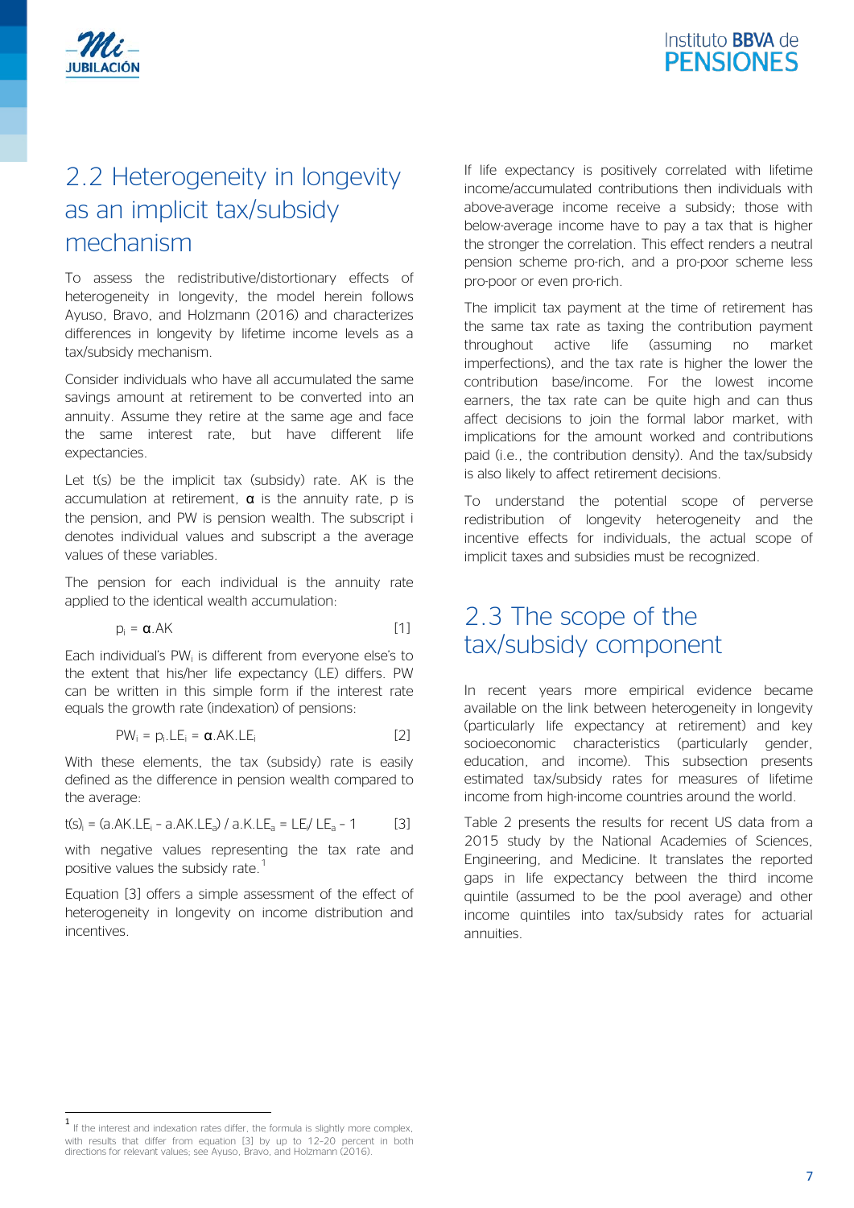## 2.2 Heterogeneity in longevity as an implicit tax/subsidy mechanism

To assess the redistributive/distortionary effects of heterogeneity in longevity, the model herein follows Ayuso, Bravo, and Holzmann (2016) and characterizes differences in longevity by lifetime income levels as a tax/subsidy mechanism.

Consider individuals who have all accumulated the same savings amount at retirement to be converted into an annuity. Assume they retire at the same age and face the same interest rate, but have different life expectancies.

Let t(s) be the implicit tax (subsidy) rate. AK is the accumulation at retirement, $\alpha$ is the annuity rate, p is the pension, and PW is pension wealth. The subscript i denotes individual values and subscript a the average values of these variables.

The pension for each individual is the annuity rate applied to the identical wealth accumulation:

$$p_i = \alpha.AK \qquad [1]$$

Each individual's $PW_i$ is different from everyone else's to the extent that his/her life expectancy (LE) differs. PW can be written in this simple form if the interest rate equals the growth rate (indexation) of pensions:

$$PW_i = p_i.LE_i = \alpha.AK.LE_i \qquad [2]$$

With these elements, the tax (subsidy) rate is easily defined as the difference in pension wealth compared to the average:

$$t(s)_i = (a.AK.LE_i - a.AK.LE_a) / a.K.LE_a = LE_i / LE_a - 1 \qquad [3]$$

with negative values representing the tax rate and positive values the subsidy rate.[1]

Equation [3] offers a simple assessment of the effect of heterogeneity in longevity on income distribution and incentives.

If life expectancy is positively correlated with lifetime income/accumulated contributions then individuals with above-average income receive a subsidy; those with below-average income have to pay a tax that is higher the stronger the correlation. This effect renders a neutral pension scheme pro-rich, and a pro-poor scheme less pro-poor or even pro-rich.

The implicit tax payment at the time of retirement has the same tax rate as taxing the contribution payment throughout active life (assuming no market imperfections), and the tax rate is higher the lower the contribution base/income. For the lowest income earners, the tax rate can be quite high and can thus affect decisions to join the formal labor market, with implications for the amount worked and contributions paid (i.e., the contribution density). And the tax/subsidy is also likely to affect retirement decisions.

To understand the potential scope of perverse redistribution of longevity heterogeneity and the incentive effects for individuals, the actual scope of implicit taxes and subsidies must be recognized.

## 2.3 The scope of the tax/subsidy component

In recent years more empirical evidence became available on the link between heterogeneity in longevity (particularly life expectancy at retirement) and key socioeconomic characteristics (particularly gender, education, and income). This subsection presents estimated tax/subsidy rates for measures of lifetime income from high-income countries around the world.

Table 2 presents the results for recent US data from a 2015 study by the National Academies of Sciences, Engineering, and Medicine. It translates the reported gaps in life expectancy between the third income quintile (assumed to be the pool average) and other income quintiles into tax/subsidy rates for actuarial annuities.

---

[1] If the interest and indexation rates differ, the formula is slightly more complex, with results that differ from equation [3] by up to 12–20 percent in both directions for relevant values; see Ayuso, Bravo, and Holzmann (2016).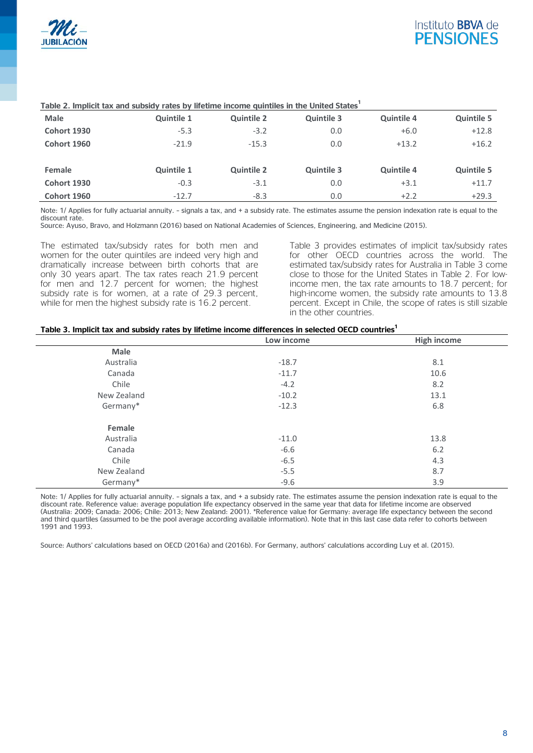**Table 2. Implicit tax and subsidy rates by lifetime income quintiles in the United States[1]**

| Male | Quintile 1 | Quintile 2 | Quintile 3 | Quintile 4 | Quintile 5 |
|---|---|---|---|---|---|
| **Cohort 1930** | -5.3 | -3.2 | 0.0 | +6.0 | +12.8 |
| **Cohort 1960** | -21.9 | -15.3 | 0.0 | +13.2 | +16.2 |
| **Female** | **Quintile 1** | **Quintile 2** | **Quintile 3** | **Quintile 4** | **Quintile 5** |
| **Cohort 1930** | -0.3 | -3.1 | 0.0 | +3.1 | +11.7 |
| **Cohort 1960** | -12.7 | -8.3 | 0.0 | +2.2 | +29.3 |

Note: 1/ Applies for fully actuarial annuity. - signals a tax, and + a subsidy rate. The estimates assume the pension indexation rate is equal to the discount rate.
Source: Ayuso, Bravo, and Holzmann (2016) based on National Academies of Sciences, Engineering, and Medicine (2015).

The estimated tax/subsidy rates for both men and women for the outer quintiles are indeed very high and dramatically increase between birth cohorts that are only 30 years apart. The tax rates reach 21.9 percent for men and 12.7 percent for women; the highest subsidy rate is for women, at a rate of 29.3 percent, while for men the highest subsidy rate is 16.2 percent.

Table 3 provides estimates of implicit tax/subsidy rates for other OECD countries across the world. The estimated tax/subsidy rates for Australia in Table 3 come close to those for the United States in Table 2. For low-income men, the tax rate amounts to 18.7 percent; for high-income women, the subsidy rate amounts to 13.8 percent. Except in Chile, the scope of rates is still sizable in the other countries.

**Table 3. Implicit tax and subsidy rates by lifetime income differences in selected OECD countries[1]**

| | Low income | High income |
|---|---|---|
| **Male** | | |
| Australia | -18.7 | 8.1 |
| Canada | -11.7 | 10.6 |
| Chile | -4.2 | 8.2 |
| New Zealand | -10.2 | 13.1 |
| Germany* | -12.3 | 6.8 |
| **Female** | | |
| Australia | -11.0 | 13.8 |
| Canada | -6.6 | 6.2 |
| Chile | -6.5 | 4.3 |
| New Zealand | -5.5 | 8.7 |
| Germany* | -9.6 | 3.9 |

Note: 1/ Applies for fully actuarial annuity. - signals a tax, and + a subsidy rate. The estimates assume the pension indexation rate is equal to the discount rate. Reference value: average population life expectancy observed in the same year that data for lifetime income are observed (Australia: 2009; Canada: 2006; Chile: 2013; New Zealand: 2001). *Reference value for Germany: average life expectancy between the second and third quartiles (assumed to be the pool average according available information). Note that in this last case data refer to cohorts between 1991 and 1993.

Source: Authors' calculations based on OECD (2016a) and (2016b). For Germany, authors' calculations according Luy et al. (2015).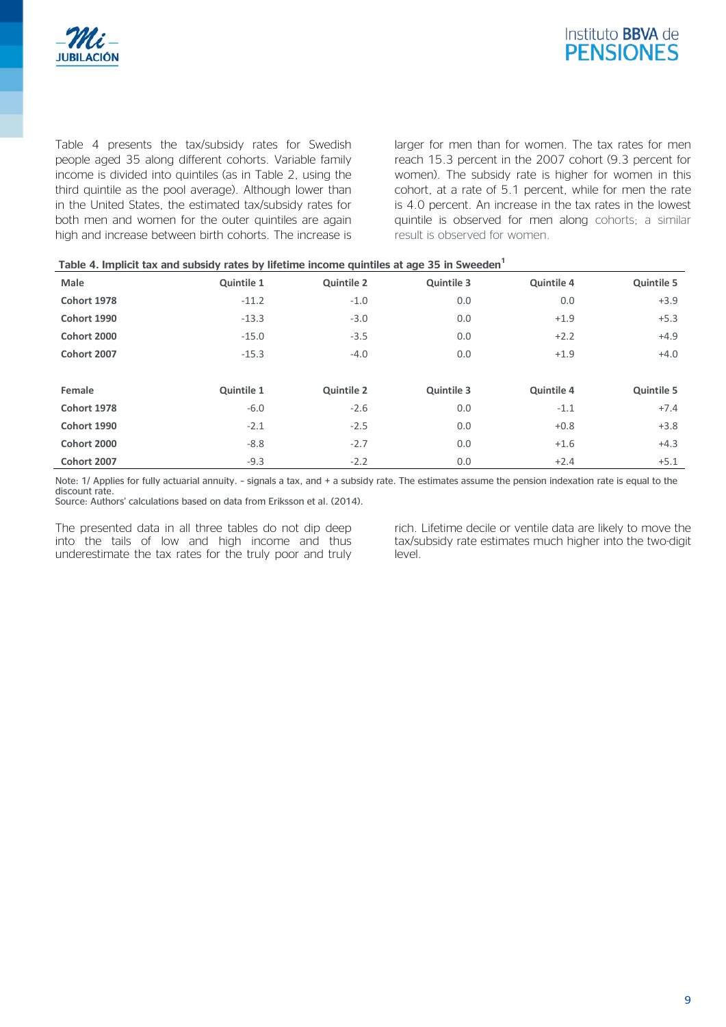Table 4 presents the tax/subsidy rates for Swedish people aged 35 along different cohorts. Variable family income is divided into quintiles (as in Table 2, using the third quintile as the pool average). Although lower than in the United States, the estimated tax/subsidy rates for both men and women for the outer quintiles are again high and increase between birth cohorts. The increase is larger for men than for women. The tax rates for men reach 15.3 percent in the 2007 cohort (9.3 percent for women). The subsidy rate is higher for women in this cohort, at a rate of 5.1 percent, while for men the rate is 4.0 percent. An increase in the tax rates in the lowest quintile is observed for men along cohorts; a similar result is observed for women.

**Table 4. Implicit tax and subsidy rates by lifetime income quintiles at age 35 in Sweeden[1]**

| Male | Quintile 1 | Quintile 2 | Quintile 3 | Quintile 4 | Quintile 5 |
|---|---|---|---|---|---|
| **Cohort 1978** | -11.2 | -1.0 | 0.0 | 0.0 | +3.9 |
| **Cohort 1990** | -13.3 | -3.0 | 0.0 | +1.9 | +5.3 |
| **Cohort 2000** | -15.0 | -3.5 | 0.0 | +2.2 | +4.9 |
| **Cohort 2007** | -15.3 | -4.0 | 0.0 | +1.9 | +4.0 |
| | | | | | |
| **Female** | **Quintile 1** | **Quintile 2** | **Quintile 3** | **Quintile 4** | **Quintile 5** |
| **Cohort 1978** | -6.0 | -2.6 | 0.0 | -1.1 | +7.4 |
| **Cohort 1990** | -2.1 | -2.5 | 0.0 | +0.8 | +3.8 |
| **Cohort 2000** | -8.8 | -2.7 | 0.0 | +1.6 | +4.3 |
| **Cohort 2007** | -9.3 | -2.2 | 0.0 | +2.4 | +5.1 |

Note: 1/ Applies for fully actuarial annuity. - signals a tax, and + a subsidy rate. The estimates assume the pension indexation rate is equal to the discount rate.
Source: Authors' calculations based on data from Eriksson et al. (2014).

The presented data in all three tables do not dip deep into the tails of low and high income and thus underestimate the tax rates for the truly poor and truly rich. Lifetime decile or ventile data are likely to move the tax/subsidy rate estimates much higher into the two-digit level.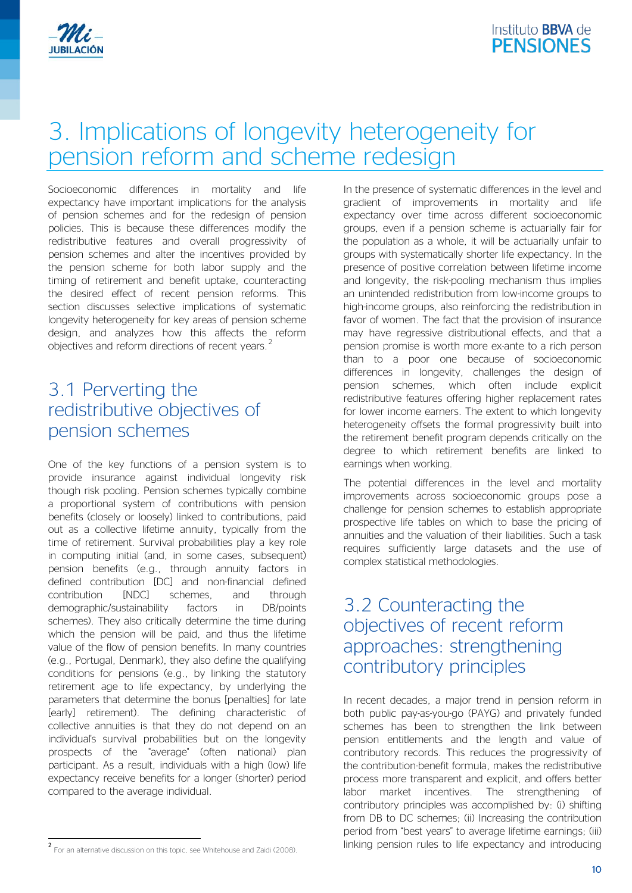# 3. Implications of longevity heterogeneity for pension reform and scheme redesign

Socioeconomic differences in mortality and life expectancy have important implications for the analysis of pension schemes and for the redesign of pension policies. This is because these differences modify the redistributive features and overall progressivity of pension schemes and alter the incentives provided by the pension scheme for both labor supply and the timing of retirement and benefit uptake, counteracting the desired effect of recent pension reforms. This section discusses selective implications of systematic longevity heterogeneity for key areas of pension scheme design, and analyzes how this affects the reform objectives and reform directions of recent years.[2]

## 3.1 Perverting the redistributive objectives of pension schemes

One of the key functions of a pension system is to provide insurance against individual longevity risk though risk pooling. Pension schemes typically combine a proportional system of contributions with pension benefits (closely or loosely) linked to contributions, paid out as a collective lifetime annuity, typically from the time of retirement. Survival probabilities play a key role in computing initial (and, in some cases, subsequent) pension benefits (e.g., through annuity factors in defined contribution [DC] and non-financial defined contribution [NDC] schemes, and through demographic/sustainability factors in DB/points schemes). They also critically determine the time during which the pension will be paid, and thus the lifetime value of the flow of pension benefits. In many countries (e.g., Portugal, Denmark), they also define the qualifying conditions for pensions (e.g., by linking the statutory retirement age to life expectancy, by underlying the parameters that determine the bonus [penalties] for late [early] retirement). The defining characteristic of collective annuities is that they do not depend on an individual's survival probabilities but on the longevity prospects of the "average" (often national) plan participant. As a result, individuals with a high (low) life expectancy receive benefits for a longer (shorter) period compared to the average individual.

In the presence of systematic differences in the level and gradient of improvements in mortality and life expectancy over time across different socioeconomic groups, even if a pension scheme is actuarially fair for the population as a whole, it will be actuarially unfair to groups with systematically shorter life expectancy. In the presence of positive correlation between lifetime income and longevity, the risk-pooling mechanism thus implies an unintended redistribution from low-income groups to high-income groups, also reinforcing the redistribution in favor of women. The fact that the provision of insurance may have regressive distributional effects, and that a pension promise is worth more ex-ante to a rich person than to a poor one because of socioeconomic differences in longevity, challenges the design of pension schemes, which often include explicit redistributive features offering higher replacement rates for lower income earners. The extent to which longevity heterogeneity offsets the formal progressivity built into the retirement benefit program depends critically on the degree to which retirement benefits are linked to earnings when working.

The potential differences in the level and mortality improvements across socioeconomic groups pose a challenge for pension schemes to establish appropriate prospective life tables on which to base the pricing of annuities and the valuation of their liabilities. Such a task requires sufficiently large datasets and the use of complex statistical methodologies.

## 3.2 Counteracting the objectives of recent reform approaches: strengthening contributory principles

In recent decades, a major trend in pension reform in both public pay-as-you-go (PAYG) and privately funded schemes has been to strengthen the link between pension entitlements and the length and value of contributory records. This reduces the progressivity of the contribution-benefit formula, makes the redistributive process more transparent and explicit, and offers better labor market incentives. The strengthening of contributory principles was accomplished by: (i) shifting from DB to DC schemes; (ii) Increasing the contribution period from "best years" to average lifetime earnings; (iii) linking pension rules to life expectancy and introducing

[2] For an alternative discussion on this topic, see Whitehouse and Zaidi (2008).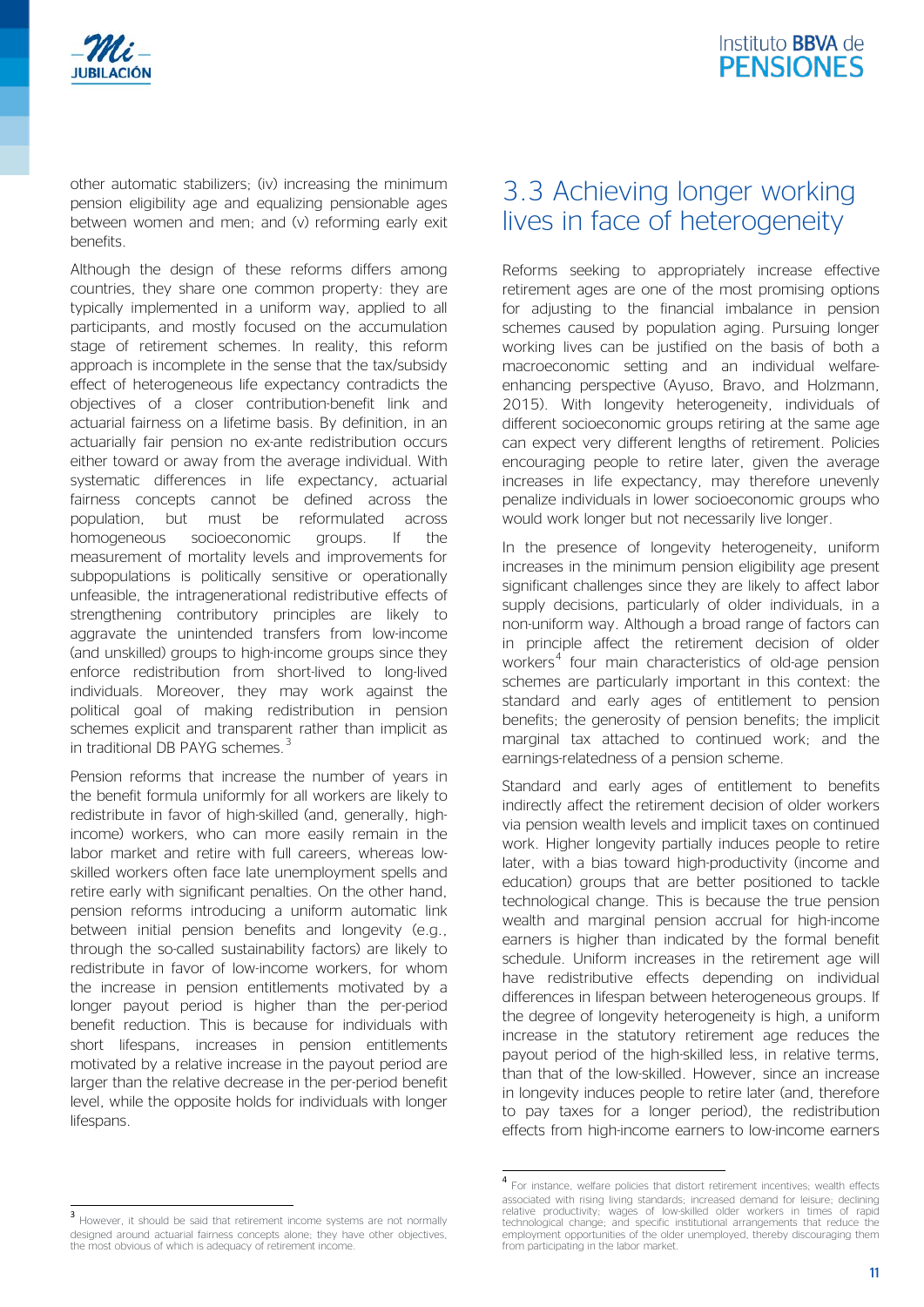other automatic stabilizers; (iv) increasing the minimum pension eligibility age and equalizing pensionable ages between women and men; and (v) reforming early exit benefits.

Although the design of these reforms differs among countries, they share one common property: they are typically implemented in a uniform way, applied to all participants, and mostly focused on the accumulation stage of retirement schemes. In reality, this reform approach is incomplete in the sense that the tax/subsidy effect of heterogeneous life expectancy contradicts the objectives of a closer contribution-benefit link and actuarial fairness on a lifetime basis. By definition, in an actuarially fair pension no ex-ante redistribution occurs either toward or away from the average individual. With systematic differences in life expectancy, actuarial fairness concepts cannot be defined across the population, but must be reformulated across homogeneous socioeconomic groups. If the measurement of mortality levels and improvements for subpopulations is politically sensitive or operationally unfeasible, the intragenerational redistributive effects of strengthening contributory principles are likely to aggravate the unintended transfers from low-income (and unskilled) groups to high-income groups since they enforce redistribution from short-lived to long-lived individuals. Moreover, they may work against the political goal of making redistribution in pension schemes explicit and transparent rather than implicit as in traditional DB PAYG schemes.[3]

Pension reforms that increase the number of years in the benefit formula uniformly for all workers are likely to redistribute in favor of high-skilled (and, generally, high-income) workers, who can more easily remain in the labor market and retire with full careers, whereas low-skilled workers often face late unemployment spells and retire early with significant penalties. On the other hand, pension reforms introducing a uniform automatic link between initial pension benefits and longevity (e.g., through the so-called sustainability factors) are likely to redistribute in favor of low-income workers, for whom the increase in pension entitlements motivated by a longer payout period is higher than the per-period benefit reduction. This is because for individuals with short lifespans, increases in pension entitlements motivated by a relative increase in the payout period are larger than the relative decrease in the per-period benefit level, while the opposite holds for individuals with longer lifespans.

## 3.3 Achieving longer working lives in face of heterogeneity

Reforms seeking to appropriately increase effective retirement ages are one of the most promising options for adjusting to the financial imbalance in pension schemes caused by population aging. Pursuing longer working lives can be justified on the basis of both a macroeconomic setting and an individual welfare-enhancing perspective (Ayuso, Bravo, and Holzmann, 2015). With longevity heterogeneity, individuals of different socioeconomic groups retiring at the same age can expect very different lengths of retirement. Policies encouraging people to retire later, given the average increases in life expectancy, may therefore unevenly penalize individuals in lower socioeconomic groups who would work longer but not necessarily live longer.

In the presence of longevity heterogeneity, uniform increases in the minimum pension eligibility age present significant challenges since they are likely to affect labor supply decisions, particularly of older individuals, in a non-uniform way. Although a broad range of factors can in principle affect the retirement decision of older workers[4] four main characteristics of old-age pension schemes are particularly important in this context: the standard and early ages of entitlement to pension benefits; the generosity of pension benefits; the implicit marginal tax attached to continued work; and the earnings-relatedness of a pension scheme.

Standard and early ages of entitlement to benefits indirectly affect the retirement decision of older workers via pension wealth levels and implicit taxes on continued work. Higher longevity partially induces people to retire later, with a bias toward high-productivity (income and education) groups that are better positioned to tackle technological change. This is because the true pension wealth and marginal pension accrual for high-income earners is higher than indicated by the formal benefit schedule. Uniform increases in the retirement age will have redistributive effects depending on individual differences in lifespan between heterogeneous groups. If the degree of longevity heterogeneity is high, a uniform increase in the statutory retirement age reduces the payout period of the high-skilled less, in relative terms, than that of the low-skilled. However, since an increase in longevity induces people to retire later (and, therefore to pay taxes for a longer period), the redistribution effects from high-income earners to low-income earners

---

[3] However, it should be said that retirement income systems are not normally designed around actuarial fairness concepts alone; they have other objectives, the most obvious of which is adequacy of retirement income.

[4] For instance, welfare policies that distort retirement incentives; wealth effects associated with rising living standards; increased demand for leisure; declining relative productivity; wages of low-skilled older workers in times of rapid technological change; and specific institutional arrangements that reduce the employment opportunities of the older unemployed, thereby discouraging them from participating in the labor market.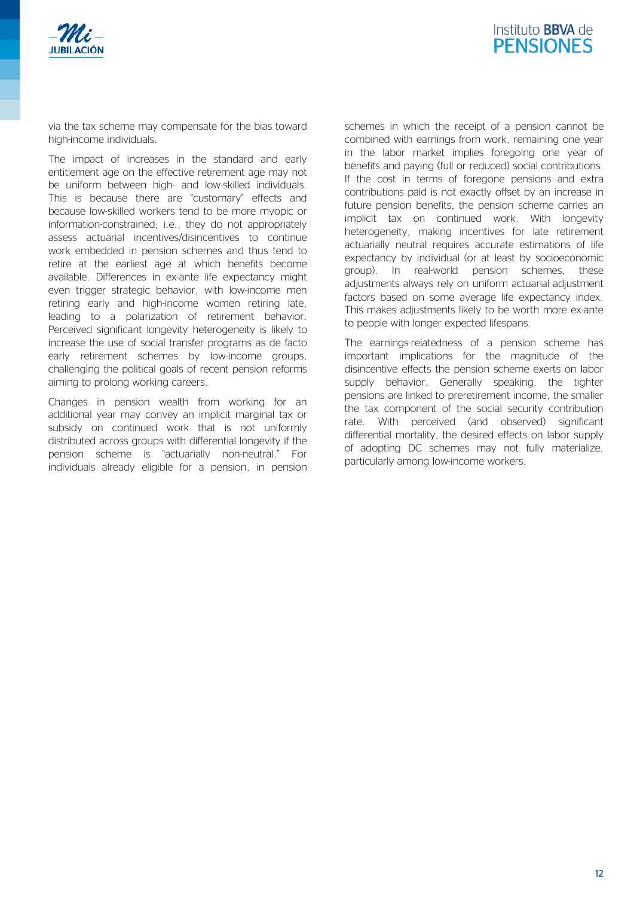via the tax scheme may compensate for the bias toward high-income individuals.

The impact of increases in the standard and early entitlement age on the effective retirement age may not be uniform between high- and low-skilled individuals. This is because there are "customary" effects and because low-skilled workers tend to be more myopic or information-constrained; i.e., they do not appropriately assess actuarial incentives/disincentives to continue work embedded in pension schemes and thus tend to retire at the earliest age at which benefits become available. Differences in ex-ante life expectancy might even trigger strategic behavior, with low-income men retiring early and high-income women retiring late, leading to a polarization of retirement behavior. Perceived significant longevity heterogeneity is likely to increase the use of social transfer programs as de facto early retirement schemes by low-income groups, challenging the political goals of recent pension reforms aiming to prolong working careers.

Changes in pension wealth from working for an additional year may convey an implicit marginal tax or subsidy on continued work that is not uniformly distributed across groups with differential longevity if the pension scheme is "actuarially non-neutral." For individuals already eligible for a pension, in pension schemes in which the receipt of a pension cannot be combined with earnings from work, remaining one year in the labor market implies foregoing one year of benefits and paying (full or reduced) social contributions. If the cost in terms of foregone pensions and extra contributions paid is not exactly offset by an increase in future pension benefits, the pension scheme carries an implicit tax on continued work. With longevity heterogeneity, making incentives for late retirement actuarially neutral requires accurate estimations of life expectancy by individual (or at least by socioeconomic group). In real-world pension schemes, these adjustments always rely on uniform actuarial adjustment factors based on some average life expectancy index. This makes adjustments likely to be worth more ex-ante to people with longer expected lifespans.

The earnings-relatedness of a pension scheme has important implications for the magnitude of the disincentive effects the pension scheme exerts on labor supply behavior. Generally speaking, the tighter pensions are linked to preretirement income, the smaller the tax component of the social security contribution rate. With perceived (and observed) significant differential mortality, the desired effects on labor supply of adopting DC schemes may not fully materialize, particularly among low-income workers.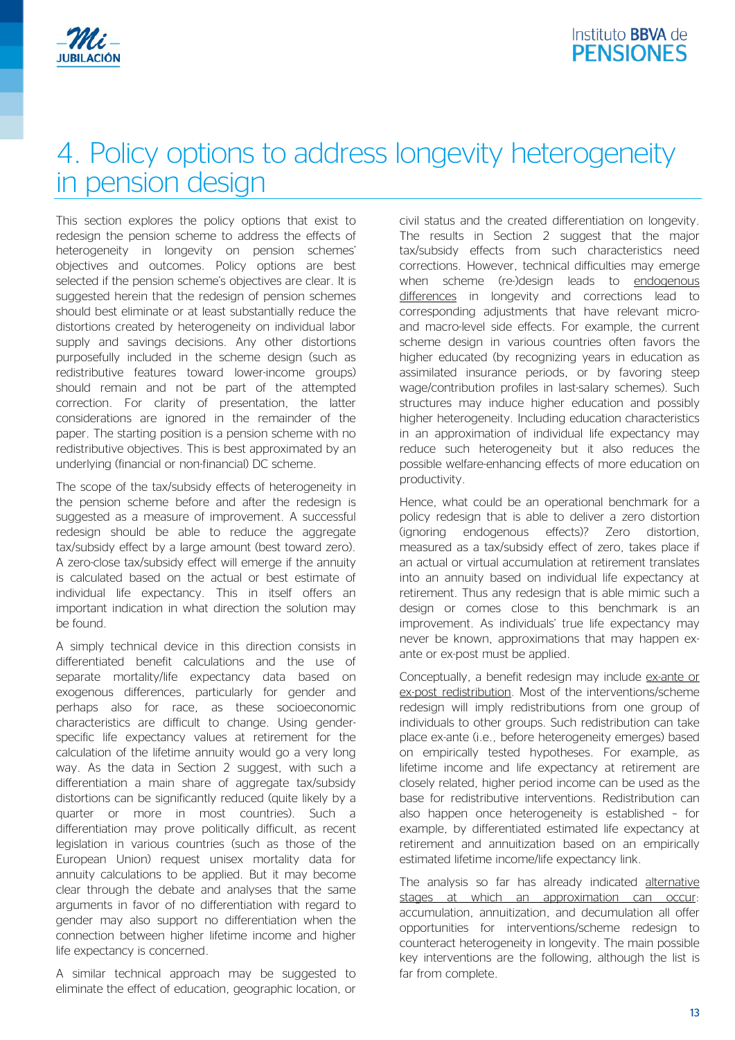# 4. Policy options to address longevity heterogeneity in pension design

This section explores the policy options that exist to redesign the pension scheme to address the effects of heterogeneity in longevity on pension schemes' objectives and outcomes. Policy options are best selected if the pension scheme's objectives are clear. It is suggested herein that the redesign of pension schemes should best eliminate or at least substantially reduce the distortions created by heterogeneity on individual labor supply and savings decisions. Any other distortions purposefully included in the scheme design (such as redistributive features toward lower-income groups) should remain and not be part of the attempted correction. For clarity of presentation, the latter considerations are ignored in the remainder of the paper. The starting position is a pension scheme with no redistributive objectives. This is best approximated by an underlying (financial or non-financial) DC scheme.

The scope of the tax/subsidy effects of heterogeneity in the pension scheme before and after the redesign is suggested as a measure of improvement. A successful redesign should be able to reduce the aggregate tax/subsidy effect by a large amount (best toward zero). A zero-close tax/subsidy effect will emerge if the annuity is calculated based on the actual or best estimate of individual life expectancy. This in itself offers an important indication in what direction the solution may be found.

A simply technical device in this direction consists in differentiated benefit calculations and the use of separate mortality/life expectancy data based on exogenous differences, particularly for gender and perhaps also for race, as these socioeconomic characteristics are difficult to change. Using gender-specific life expectancy values at retirement for the calculation of the lifetime annuity would go a very long way. As the data in Section 2 suggest, with such a differentiation a main share of aggregate tax/subsidy distortions can be significantly reduced (quite likely by a quarter or more in most countries). Such a differentiation may prove politically difficult, as recent legislation in various countries (such as those of the European Union) request unisex mortality data for annuity calculations to be applied. But it may become clear through the debate and analyses that the same arguments in favor of no differentiation with regard to gender may also support no differentiation when the connection between higher lifetime income and higher life expectancy is concerned.

A similar technical approach may be suggested to eliminate the effect of education, geographic location, or civil status and the created differentiation on longevity. The results in Section 2 suggest that the major tax/subsidy effects from such characteristics need corrections. However, technical difficulties may emerge when scheme (re-)design leads to endogenous differences in longevity and corrections lead to corresponding adjustments that have relevant micro- and macro-level side effects. For example, the current scheme design in various countries often favors the higher educated (by recognizing years in education as assimilated insurance periods, or by favoring steep wage/contribution profiles in last-salary schemes). Such structures may induce higher education and possibly higher heterogeneity. Including education characteristics in an approximation of individual life expectancy may reduce such heterogeneity but it also reduces the possible welfare-enhancing effects of more education on productivity.

Hence, what could be an operational benchmark for a policy redesign that is able to deliver a zero distortion (ignoring endogenous effects)? Zero distortion, measured as a tax/subsidy effect of zero, takes place if an actual or virtual accumulation at retirement translates into an annuity based on individual life expectancy at retirement. Thus any redesign that is able mimic such a design or comes close to this benchmark is an improvement. As individuals' true life expectancy may never be known, approximations that may happen ex-ante or ex-post must be applied.

Conceptually, a benefit redesign may include ex-ante or ex-post redistribution. Most of the interventions/scheme redesign will imply redistributions from one group of individuals to other groups. Such redistribution can take place ex-ante (i.e., before heterogeneity emerges) based on empirically tested hypotheses. For example, as lifetime income and life expectancy at retirement are closely related, higher period income can be used as the base for redistributive interventions. Redistribution can also happen once heterogeneity is established – for example, by differentiated estimated life expectancy at retirement and annuitization based on an empirically estimated lifetime income/life expectancy link.

The analysis so far has already indicated alternative stages at which an approximation can occur: accumulation, annuitization, and decumulation all offer opportunities for interventions/scheme redesign to counteract heterogeneity in longevity. The main possible key interventions are the following, although the list is far from complete.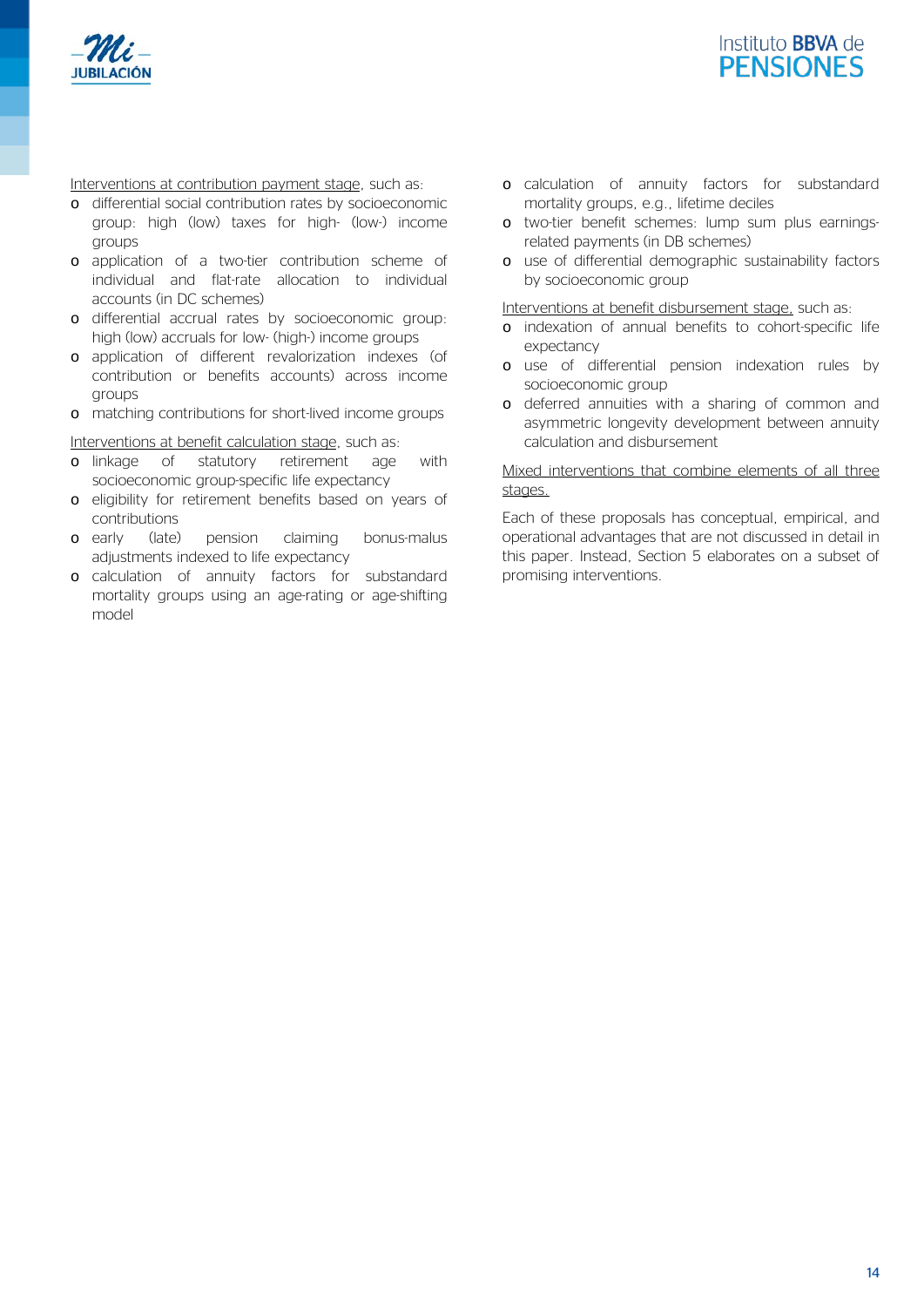Interventions at contribution payment stage, such as:

- differential social contribution rates by socioeconomic group: high (low) taxes for high- (low-) income groups
- application of a two-tier contribution scheme of individual and flat-rate allocation to individual accounts (in DC schemes)
- differential accrual rates by socioeconomic group: high (low) accruals for low- (high-) income groups
- application of different revalorization indexes (of contribution or benefits accounts) across income groups
- matching contributions for short-lived income groups

Interventions at benefit calculation stage, such as:

- linkage of statutory retirement age with socioeconomic group-specific life expectancy
- eligibility for retirement benefits based on years of contributions
- early (late) pension claiming bonus-malus adjustments indexed to life expectancy
- calculation of annuity factors for substandard mortality groups using an age-rating or age-shifting model
- calculation of annuity factors for substandard mortality groups, e.g., lifetime deciles
- two-tier benefit schemes: lump sum plus earnings-related payments (in DB schemes)
- use of differential demographic sustainability factors by socioeconomic group

Interventions at benefit disbursement stage, such as:

- indexation of annual benefits to cohort-specific life expectancy
- use of differential pension indexation rules by socioeconomic group
- deferred annuities with a sharing of common and asymmetric longevity development between annuity calculation and disbursement

Mixed interventions that combine elements of all three stages.

Each of these proposals has conceptual, empirical, and operational advantages that are not discussed in detail in this paper. Instead, Section 5 elaborates on a subset of promising interventions.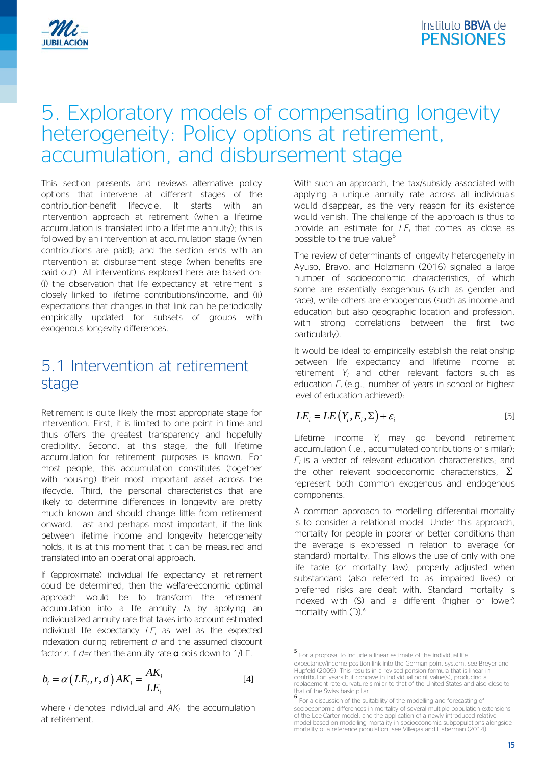# 5. Exploratory models of compensating longevity heterogeneity: Policy options at retirement, accumulation, and disbursement stage

This section presents and reviews alternative policy options that intervene at different stages of the contribution-benefit lifecycle. It starts with an intervention approach at retirement (when a lifetime accumulation is translated into a lifetime annuity); this is followed by an intervention at accumulation stage (when contributions are paid); and the section ends with an intervention at disbursement stage (when benefits are paid out). All interventions explored here are based on: (i) the observation that life expectancy at retirement is closely linked to lifetime contributions/income, and (ii) expectations that changes in that link can be periodically empirically updated for subsets of groups with exogenous longevity differences.

## 5.1 Intervention at retirement stage

Retirement is quite likely the most appropriate stage for intervention. First, it is limited to one point in time and thus offers the greatest transparency and hopefully credibility. Second, at this stage, the full lifetime accumulation for retirement purposes is known. For most people, this accumulation constitutes (together with housing) their most important asset across the lifecycle. Third, the personal characteristics that are likely to determine differences in longevity are pretty much known and should change little from retirement onward. Last and perhaps most important, if the link between lifetime income and longevity heterogeneity holds, it is at this moment that it can be measured and translated into an operational approach.

If (approximate) individual life expectancy at retirement could be determined, then the welfare-economic optimal approach would be to transform the retirement accumulation into a life annuity $b_i$ by applying an individualized annuity rate that takes into account estimated individual life expectancy $LE_i$ as well as the expected indexation during retirement $d$ and the assumed discount factor $r$. If $d$=$r$ then the annuity rate $\alpha$ boils down to 1/LE.

$$b_i = \alpha\left(LE_i, r, d\right) AK_i = \frac{AK_i}{LE_i} \qquad [4]$$

where $i$ denotes individual and $AK_i$ the accumulation at retirement.

With such an approach, the tax/subsidy associated with applying a unique annuity rate across all individuals would disappear, as the very reason for its existence would vanish. The challenge of the approach is thus to provide an estimate for $LE_i$ that comes as close as possible to the true value[5]

The review of determinants of longevity heterogeneity in Ayuso, Bravo, and Holzmann (2016) signaled a large number of socioeconomic characteristics, of which some are essentially exogenous (such as gender and race), while others are endogenous (such as income and education but also geographic location and profession, with strong correlations between the first two particularly).

It would be ideal to empirically establish the relationship between life expectancy and lifetime income at retirement $Y_i$ and other relevant factors such as education $E_i$ (e.g., number of years in school or highest level of education achieved):

$$LE_i = LE\left(Y_i, E_i, \Sigma\right) + \varepsilon_i \qquad [5]$$

Lifetime income $Y_i$ may go beyond retirement accumulation (i.e., accumulated contributions or similar); $E_i$ is a vector of relevant education characteristics; and the other relevant socioeconomic characteristics, $\Sigma$ represent both common exogenous and endogenous components.

A common approach to modelling differential mortality is to consider a relational model. Under this approach, mortality for people in poorer or better conditions than the average is expressed in relation to average (or standard) mortality. This allows the use of only with one life table (or mortality law), properly adjusted when substandard (also referred to as impaired lives) or preferred risks are dealt with. Standard mortality is indexed with (S) and a different (higher or lower) mortality with (D).[6]

---

[5] For a proposal to include a linear estimate of the individual life expectancy/income position link into the German point system, see Breyer and Hupfeld (2009). This results in a revised pension formula that is linear in contribution years but concave in individual point value(s), producing a replacement rate curvature similar to that of the United States and also close to that of the Swiss basic pillar.

[6] For a discussion of the suitability of the modelling and forecasting of socioeconomic differences in mortality of several multiple population extensions of the Lee-Carter model, and the application of a newly introduced relative model based on modelling mortality in socioeconomic subpopulations alongside mortality of a reference population, see Villegas and Haberman (2014).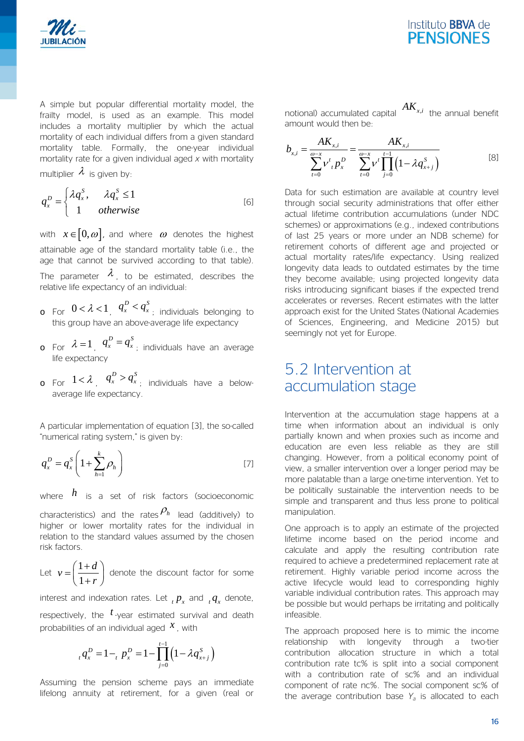A simple but popular differential mortality model, the frailty model, is used as an example. This model includes a mortality multiplier by which the actual mortality of each individual differs from a given standard mortality table. Formally, the one-year individual mortality rate for a given individual aged $x$ with mortality multiplier $\lambda$ is given by:

$$q_x^D = \begin{cases} \lambda q_x^S, & \lambda q_x^S \leq 1 \\ 1 & otherwise \end{cases} \quad [6]$$

with $x \in [0, \omega]$, and where $\omega$ denotes the highest attainable age of the standard mortality table (i.e., the age that cannot be survived according to that table). The parameter $\lambda$, to be estimated, describes the relative life expectancy of an individual:

- For $0 < \lambda < 1$, $q_x^D < q_x^S$; individuals belonging to this group have an above-average life expectancy
- For $\lambda = 1$, $q_x^D = q_x^S$; individuals have an average life expectancy
- For $1 < \lambda$, $q_x^D > q_x^S$; individuals have a below-average life expectancy.

A particular implementation of equation [3], the so-called "numerical rating system," is given by:

$$q_x^D = q_x^S \left( 1 + \sum_{h=1}^{k} \rho_h \right) \quad [7]$$

where $h$ is a set of risk factors (socioeconomic characteristics) and the rates $\rho_h$ lead (additively) to higher or lower mortality rates for the individual in relation to the standard values assumed by the chosen risk factors.

Let $v = \left( \frac{1+d}{1+r} \right)$ denote the discount factor for some interest and indexation rates. Let ${}_t p_x$ and ${}_t q_x$ denote, respectively, the $t$-year estimated survival and death probabilities of an individual aged $x$, with

$${}_t q_x^D = 1 - {}_t p_x^D = 1 - \prod_{j=0}^{t-1} \left( 1 - \lambda q_{x+j}^S \right)$$

Assuming the pension scheme pays an immediate lifelong annuity at retirement, for a given (real or notional) accumulated capital $AK_{x,i}$ the annual benefit amount would then be:

$$b_{x,i} = \frac{AK_{x,i}}{\sum_{t=0}^{\omega-x} v^t \, {}_t p_x^D} = \frac{AK_{x,i}}{\sum_{t=0}^{\omega-x} v^t \prod_{j=0}^{t-1} \left( 1 - \lambda q_{x+j}^S \right)} \quad [8]$$

Data for such estimation are available at country level through social security administrations that offer either actual lifetime contribution accumulations (under NDC schemes) or approximations (e.g., indexed contributions of last 25 years or more under an NDB scheme) for retirement cohorts of different age and projected or actual mortality rates/life expectancy. Using realized longevity data leads to outdated estimates by the time they become available; using projected longevity data risks introducing significant biases if the expected trend accelerates or reverses. Recent estimates with the latter approach exist for the United States (National Academies of Sciences, Engineering, and Medicine 2015) but seemingly not yet for Europe.

## 5.2 Intervention at accumulation stage

Intervention at the accumulation stage happens at a time when information about an individual is only partially known and when proxies such as income and education are even less reliable as they are still changing. However, from a political economy point of view, a smaller intervention over a longer period may be more palatable than a large one-time intervention. Yet to be politically sustainable the intervention needs to be simple and transparent and thus less prone to political manipulation.

One approach is to apply an estimate of the projected lifetime income based on the period income and calculate and apply the resulting contribution rate required to achieve a predetermined replacement rate at retirement. Highly variable period income across the active lifecycle would lead to corresponding highly variable individual contribution rates. This approach may be possible but would perhaps be irritating and politically infeasible.

The approach proposed here is to mimic the income relationship with longevity through a two-tier contribution allocation structure in which a total contribution rate tc% is split into a social component with a contribution rate of sc% and an individual component of rate nc%. The social component sc% of the average contribution base $Y_a$ is allocated to each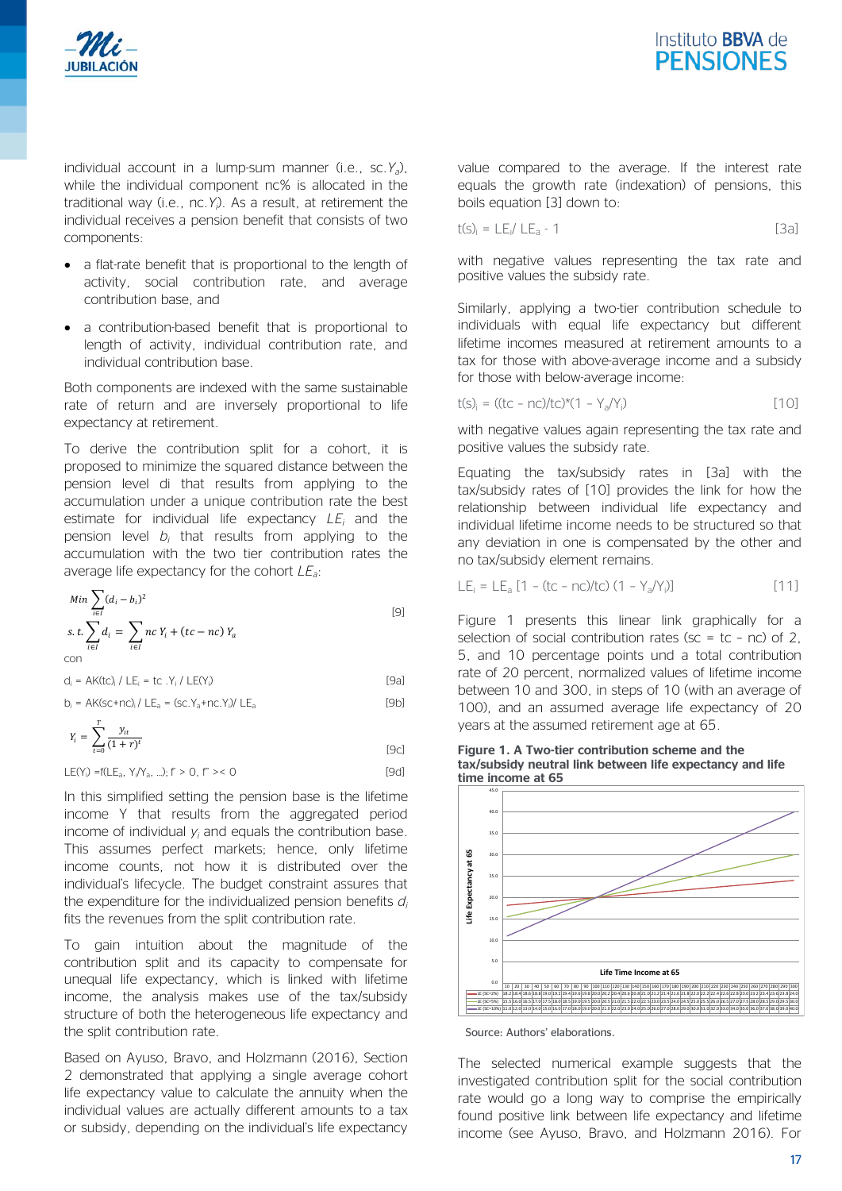individual account in a lump-sum manner (i.e., sc.$Y_a$), while the individual component nc% is allocated in the traditional way (i.e., nc.$Y_i$). As a result, at retirement the individual receives a pension benefit that consists of two components:

- a flat-rate benefit that is proportional to the length of activity, social contribution rate, and average contribution base, and
- a contribution-based benefit that is proportional to length of activity, individual contribution rate, and individual contribution base.

Both components are indexed with the same sustainable rate of return and are inversely proportional to life expectancy at retirement.

To derive the contribution split for a cohort, it is proposed to minimize the squared distance between the pension level di that results from applying to the accumulation under a unique contribution rate the best estimate for individual life expectancy $LE_i$ and the pension level $b_i$ that results from applying to the accumulation with the two tier contribution rates the average life expectancy for the cohort $LE_a$:

$$Min \sum_{i \in I} (d_i - b_i)^2 \qquad [9]$$

$$s.t. \sum_{i \in I} d_i = \sum_{i \in I} nc\, Y_i + (tc - nc)\, Y_a$$

con

$$d_i = AK(tc)_i / LE_i = tc\,.Y_i / LE(Y_i) \qquad [9a]$$

$$b_i = AK(sc+nc)_i / LE_a = (sc.Y_a + nc.Y_i) / LE_a \qquad [9b]$$

$$Y_i = \sum_{t=0}^{T} \frac{y_{it}}{(1+r)^t} \qquad [9c]$$

$$LE(Y_i) = f(LE_a, Y_i/Y_a, \ldots);\ f' > 0,\ f'' >< 0 \qquad [9d]$$

In this simplified setting the pension base is the lifetime income Y that results from the aggregated period income of individual $y_i$ and equals the contribution base. This assumes perfect markets; hence, only lifetime income counts, not how it is distributed over the individual's lifecycle. The budget constraint assures that the expenditure for the individualized pension benefits $d_i$ fits the revenues from the split contribution rate.

To gain intuition about the magnitude of the contribution split and its capacity to compensate for unequal life expectancy, which is linked with lifetime income, the analysis makes use of the tax/subsidy structure of both the heterogeneous life expectancy and the split contribution rate.

Based on Ayuso, Bravo, and Holzmann (2016), Section 2 demonstrated that applying a single average cohort life expectancy value to calculate the annuity when the individual values are actually different amounts to a tax or subsidy, depending on the individual's life expectancy value compared to the average. If the interest rate equals the growth rate (indexation) of pensions, this boils equation [3] down to:

$$t(s)_i = LE_i / LE_a - 1 \qquad [3a]$$

with negative values representing the tax rate and positive values the subsidy rate.

Similarly, applying a two-tier contribution schedule to individuals with equal life expectancy but different lifetime incomes measured at retirement amounts to a tax for those with above-average income and a subsidy for those with below-average income:

$$t(s)_i = ((tc - nc)/tc)*(1 - Y_a/Y_i) \qquad [10]$$

with negative values again representing the tax rate and positive values the subsidy rate.

Equating the tax/subsidy rates in [3a] with the tax/subsidy rates of [10] provides the link for how the relationship between individual life expectancy and individual lifetime income needs to be structured so that any deviation in one is compensated by the other and no tax/subsidy element remains.

$$LE_i = LE_a\,[1 - (tc - nc)/tc)\,(1 - Y_a/Y_i)] \qquad [11]$$

Figure 1 presents this linear link graphically for a selection of social contribution rates (sc = tc – nc) of 2, 5, and 10 percentage points und a total contribution rate of 20 percent, normalized values of lifetime income between 10 and 300, in steps of 10 (with an average of 100), and an assumed average life expectancy of 20 years at the assumed retirement age at 65.

**Figure 1. A Two-tier contribution scheme and the tax/subsidy neutral link between life expectancy and life time income at 65**

| Life Time Income at 65 | 10 | 20 | 30 | 40 | 50 | 60 | 70 | 80 | 90 | 100 | 110 | 120 | 130 | 140 | 150 | 160 | 170 | 180 | 190 | 200 | 210 | 220 | 230 | 240 | 250 | 260 | 270 | 280 | 290 | 300 |
|---|---|---|---|---|---|---|---|---|---|---|---|---|---|---|---|---|---|---|---|---|---|---|---|---|---|---|---|---|---|---|
| LE (SC=2%) | 18.2 | 18.4 | 18.6 | 18.8 | 19.0 | 19.2 | 19.4 | 19.6 | 19.8 | 20.0 | 20.2 | 20.4 | 20.6 | 20.8 | 21.0 | 21.2 | 21.4 | 21.6 | 21.8 | 22.0 | 22.2 | 22.4 | 22.6 | 22.8 | 23.0 | 23.2 | 23.4 | 23.6 | 23.8 | 24.0 |
| LE (SC=5%) | 15.5 | 16.0 | 16.5 | 17.0 | 17.5 | 18.0 | 18.5 | 19.0 | 19.5 | 20.0 | 20.5 | 21.0 | 21.5 | 22.0 | 22.5 | 23.0 | 23.5 | 24.0 | 24.5 | 25.0 | 25.5 | 26.0 | 26.5 | 27.0 | 27.5 | 28.0 | 28.5 | 29.0 | 29.5 | 30.0 |
| LE (SC=10%) | 11.0 | 12.0 | 13.0 | 14.0 | 15.0 | 16.0 | 17.0 | 18.0 | 19.0 | 20.0 | 21.0 | 22.0 | 23.0 | 24.0 | 25.0 | 26.0 | 27.0 | 28.0 | 29.0 | 30.0 | 31.0 | 32.0 | 33.0 | 34.0 | 35.0 | 36.0 | 37.0 | 38.0 | 39.0 | 40.0 |

Source: Authors' elaborations.

The selected numerical example suggests that the investigated contribution split for the social contribution rate would go a long way to comprise the empirically found positive link between life expectancy and lifetime income (see Ayuso, Bravo, and Holzmann 2016). For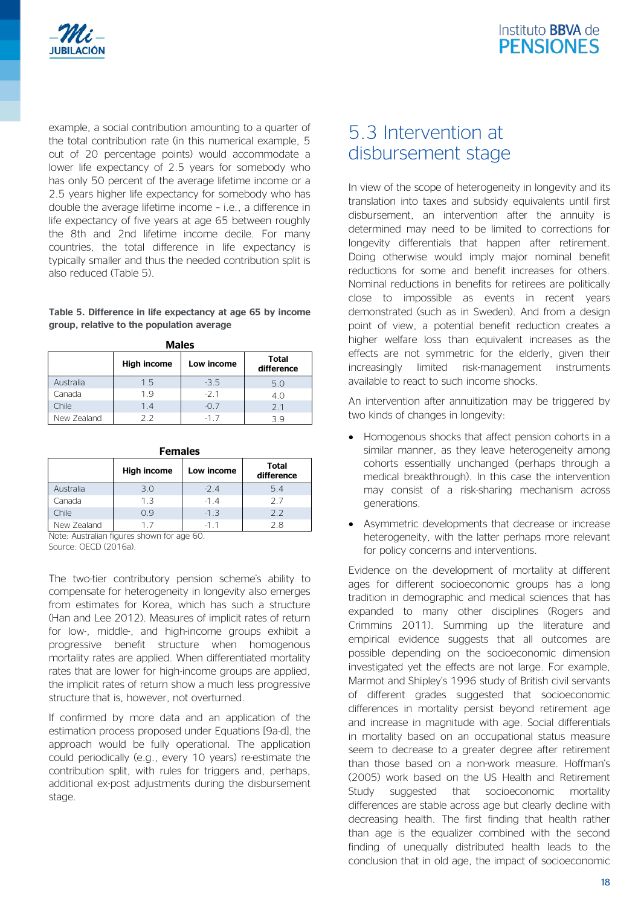example, a social contribution amounting to a quarter of the total contribution rate (in this numerical example, 5 out of 20 percentage points) would accommodate a lower life expectancy of 2.5 years for somebody who has only 50 percent of the average lifetime income or a 2.5 years higher life expectancy for somebody who has double the average lifetime income – i.e., a difference in life expectancy of five years at age 65 between roughly the 8th and 2nd lifetime income decile. For many countries, the total difference in life expectancy is typically smaller and thus the needed contribution split is also reduced (Table 5).

**Table 5. Difference in life expectancy at age 65 by income group, relative to the population average**

**Males**

| | High income | Low income | Total difference |
|---|---|---|---|
| Australia | 1.5 | -3.5 | 5.0 |
| Canada | 1.9 | -2.1 | 4.0 |
| Chile | 1.4 | -0.7 | 2.1 |
| New Zealand | 2.2 | -1.7 | 3.9 |

**Females**

| | High income | Low income | Total difference |
|---|---|---|---|
| Australia | 3.0 | -2.4 | 5.4 |
| Canada | 1.3 | -1.4 | 2.7 |
| Chile | 0.9 | -1.3 | 2.2 |
| New Zealand | 1.7 | -1.1 | 2.8 |

Note: Australian figures shown for age 60.
Source: OECD (2016a).

The two-tier contributory pension scheme's ability to compensate for heterogeneity in longevity also emerges from estimates for Korea, which has such a structure (Han and Lee 2012). Measures of implicit rates of return for low-, middle-, and high-income groups exhibit a progressive benefit structure when homogenous mortality rates are applied. When differentiated mortality rates that are lower for high-income groups are applied, the implicit rates of return show a much less progressive structure that is, however, not overturned.

If confirmed by more data and an application of the estimation process proposed under Equations [9a-d], the approach would be fully operational. The application could periodically (e.g., every 10 years) re-estimate the contribution split, with rules for triggers and, perhaps, additional ex-post adjustments during the disbursement stage.

## 5.3 Intervention at disbursement stage

In view of the scope of heterogeneity in longevity and its translation into taxes and subsidy equivalents until first disbursement, an intervention after the annuity is determined may need to be limited to corrections for longevity differentials that happen after retirement. Doing otherwise would imply major nominal benefit reductions for some and benefit increases for others. Nominal reductions in benefits for retirees are politically close to impossible as events in recent years demonstrated (such as in Sweden). And from a design point of view, a potential benefit reduction creates a higher welfare loss than equivalent increases as the effects are not symmetric for the elderly, given their increasingly limited risk-management instruments available to react to such income shocks.

An intervention after annuitization may be triggered by two kinds of changes in longevity:

- Homogenous shocks that affect pension cohorts in a similar manner, as they leave heterogeneity among cohorts essentially unchanged (perhaps through a medical breakthrough). In this case the intervention may consist of a risk-sharing mechanism across generations.
- Asymmetric developments that decrease or increase heterogeneity, with the latter perhaps more relevant for policy concerns and interventions.

Evidence on the development of mortality at different ages for different socioeconomic groups has a long tradition in demographic and medical sciences that has expanded to many other disciplines (Rogers and Crimmins 2011). Summing up the literature and empirical evidence suggests that all outcomes are possible depending on the socioeconomic dimension investigated yet the effects are not large. For example, Marmot and Shipley's 1996 study of British civil servants of different grades suggested that socioeconomic differences in mortality persist beyond retirement age and increase in magnitude with age. Social differentials in mortality based on an occupational status measure seem to decrease to a greater degree after retirement than those based on a non-work measure. Hoffman's (2005) work based on the US Health and Retirement Study suggested that socioeconomic mortality differences are stable across age but clearly decline with decreasing health. The first finding that health rather than age is the equalizer combined with the second finding of unequally distributed health leads to the conclusion that in old age, the impact of socioeconomic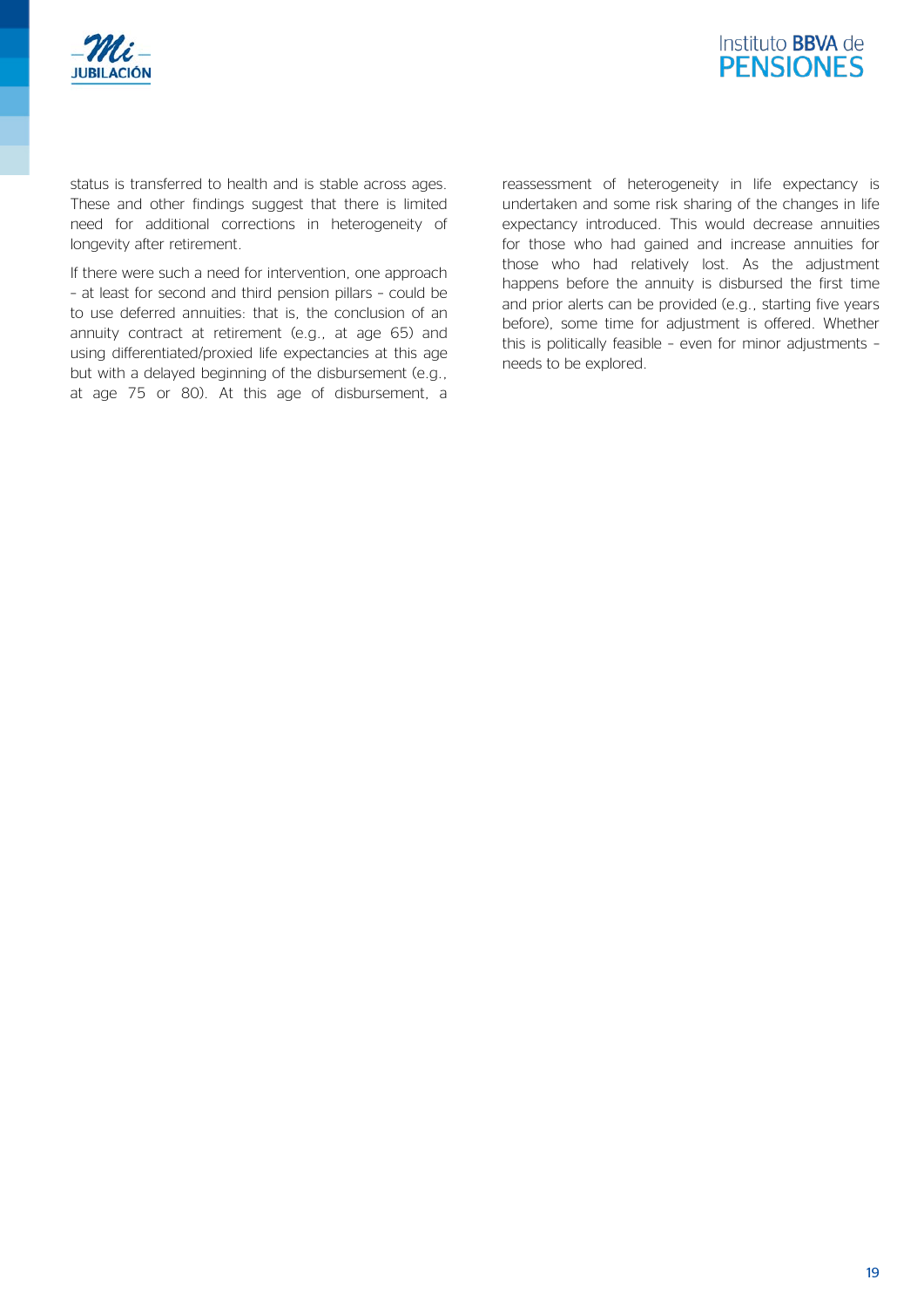status is transferred to health and is stable across ages. These and other findings suggest that there is limited need for additional corrections in heterogeneity of longevity after retirement.

If there were such a need for intervention, one approach – at least for second and third pension pillars – could be to use deferred annuities: that is, the conclusion of an annuity contract at retirement (e.g., at age 65) and using differentiated/proxied life expectancies at this age but with a delayed beginning of the disbursement (e.g., at age 75 or 80). At this age of disbursement, a reassessment of heterogeneity in life expectancy is undertaken and some risk sharing of the changes in life expectancy introduced. This would decrease annuities for those who had gained and increase annuities for those who had relatively lost. As the adjustment happens before the annuity is disbursed the first time and prior alerts can be provided (e.g., starting five years before), some time for adjustment is offered. Whether this is politically feasible – even for minor adjustments – needs to be explored.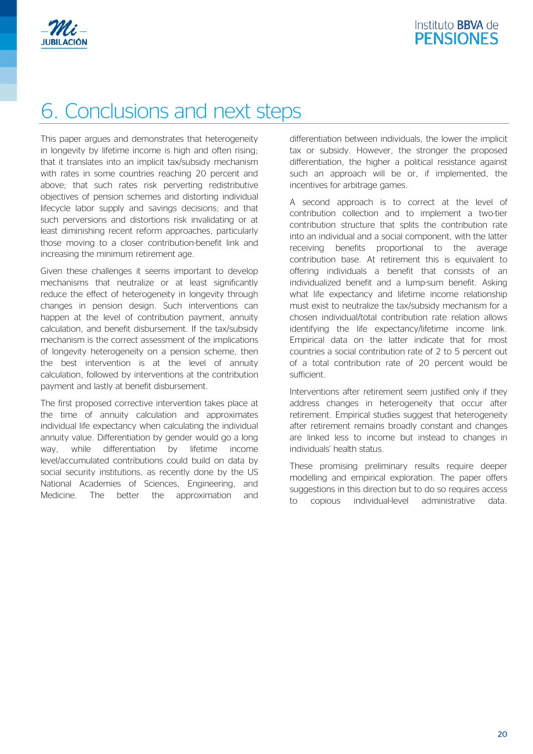# 6. Conclusions and next steps

This paper argues and demonstrates that heterogeneity in longevity by lifetime income is high and often rising; that it translates into an implicit tax/subsidy mechanism with rates in some countries reaching 20 percent and above; that such rates risk perverting redistributive objectives of pension schemes and distorting individual lifecycle labor supply and savings decisions; and that such perversions and distortions risk invalidating or at least diminishing recent reform approaches, particularly those moving to a closer contribution-benefit link and increasing the minimum retirement age.

Given these challenges it seems important to develop mechanisms that neutralize or at least significantly reduce the effect of heterogeneity in longevity through changes in pension design. Such interventions can happen at the level of contribution payment, annuity calculation, and benefit disbursement. If the tax/subsidy mechanism is the correct assessment of the implications of longevity heterogeneity on a pension scheme, then the best intervention is at the level of annuity calculation, followed by interventions at the contribution payment and lastly at benefit disbursement.

The first proposed corrective intervention takes place at the time of annuity calculation and approximates individual life expectancy when calculating the individual annuity value. Differentiation by gender would go a long way, while differentiation by lifetime income level/accumulated contributions could build on data by social security institutions, as recently done by the US National Academies of Sciences, Engineering, and Medicine. The better the approximation and differentiation between individuals, the lower the implicit tax or subsidy. However, the stronger the proposed differentiation, the higher a political resistance against such an approach will be or, if implemented, the incentives for arbitrage games.

A second approach is to correct at the level of contribution collection and to implement a two-tier contribution structure that splits the contribution rate into an individual and a social component, with the latter receiving benefits proportional to the average contribution base. At retirement this is equivalent to offering individuals a benefit that consists of an individualized benefit and a lump-sum benefit. Asking what life expectancy and lifetime income relationship must exist to neutralize the tax/subsidy mechanism for a chosen individual/total contribution rate relation allows identifying the life expectancy/lifetime income link. Empirical data on the latter indicate that for most countries a social contribution rate of 2 to 5 percent out of a total contribution rate of 20 percent would be sufficient.

Interventions after retirement seem justified only if they address changes in heterogeneity that occur after retirement. Empirical studies suggest that heterogeneity after retirement remains broadly constant and changes are linked less to income but instead to changes in individuals' health status.

These promising preliminary results require deeper modelling and empirical exploration. The paper offers suggestions in this direction but to do so requires access to copious individual-level administrative data.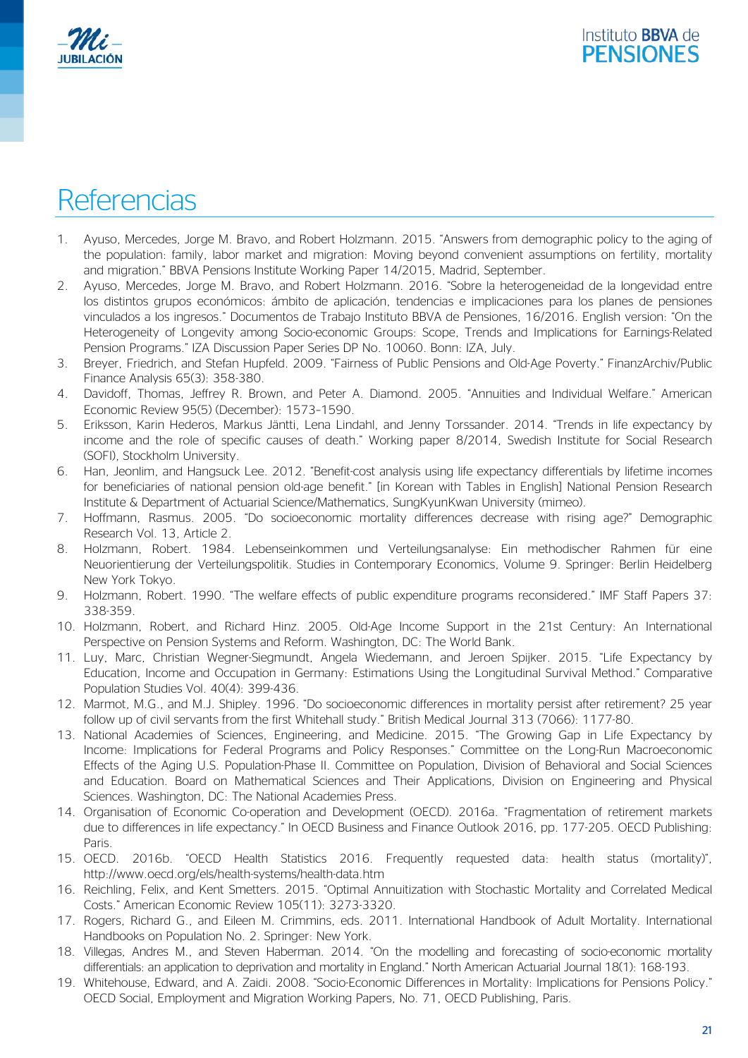# Referencias

1. Ayuso, Mercedes, Jorge M. Bravo, and Robert Holzmann. 2015. "Answers from demographic policy to the aging of the population: family, labor market and migration: Moving beyond convenient assumptions on fertility, mortality and migration." BBVA Pensions Institute Working Paper 14/2015, Madrid, September.
2. Ayuso, Mercedes, Jorge M. Bravo, and Robert Holzmann. 2016. "Sobre la heterogeneidad de la longevidad entre los distintos grupos económicos: ámbito de aplicación, tendencias e implicaciones para los planes de pensiones vinculados a los ingresos." Documentos de Trabajo Instituto BBVA de Pensiones, 16/2016. English version: "On the Heterogeneity of Longevity among Socio-economic Groups: Scope, Trends and Implications for Earnings-Related Pension Programs." IZA Discussion Paper Series DP No. 10060. Bonn: IZA, July.
3. Breyer, Friedrich, and Stefan Hupfeld. 2009. "Fairness of Public Pensions and Old-Age Poverty." FinanzArchiv/Public Finance Analysis 65(3): 358-380.
4. Davidoff, Thomas, Jeffrey R. Brown, and Peter A. Diamond. 2005. "Annuities and Individual Welfare." American Economic Review 95(5) (December): 1573–1590.
5. Eriksson, Karin Hederos, Markus Jäntti, Lena Lindahl, and Jenny Torssander. 2014. "Trends in life expectancy by income and the role of specific causes of death." Working paper 8/2014, Swedish Institute for Social Research (SOFI), Stockholm University.
6. Han, Jeonlim, and Hangsuck Lee. 2012. "Benefit-cost analysis using life expectancy differentials by lifetime incomes for beneficiaries of national pension old-age benefit." [in Korean with Tables in English] National Pension Research Institute & Department of Actuarial Science/Mathematics, SungKyunKwan University (mimeo).
7. Hoffmann, Rasmus. 2005. "Do socioeconomic mortality differences decrease with rising age?" Demographic Research Vol. 13, Article 2.
8. Holzmann, Robert. 1984. Lebenseinkommen und Verteilungsanalyse: Ein methodischer Rahmen für eine Neuorientierung der Verteilungspolitik. Studies in Contemporary Economics, Volume 9. Springer: Berlin Heidelberg New York Tokyo.
9. Holzmann, Robert. 1990. "The welfare effects of public expenditure programs reconsidered." IMF Staff Papers 37: 338-359.
10. Holzmann, Robert, and Richard Hinz. 2005. Old-Age Income Support in the 21st Century: An International Perspective on Pension Systems and Reform. Washington, DC: The World Bank.
11. Luy, Marc, Christian Wegner-Siegmundt, Angela Wiedemann, and Jeroen Spijker. 2015. "Life Expectancy by Education, Income and Occupation in Germany: Estimations Using the Longitudinal Survival Method." Comparative Population Studies Vol. 40(4): 399-436.
12. Marmot, M.G., and M.J. Shipley. 1996. "Do socioeconomic differences in mortality persist after retirement? 25 year follow up of civil servants from the first Whitehall study." British Medical Journal 313 (7066): 1177-80.
13. National Academies of Sciences, Engineering, and Medicine. 2015. "The Growing Gap in Life Expectancy by Income: Implications for Federal Programs and Policy Responses." Committee on the Long-Run Macroeconomic Effects of the Aging U.S. Population-Phase II. Committee on Population, Division of Behavioral and Social Sciences and Education. Board on Mathematical Sciences and Their Applications, Division on Engineering and Physical Sciences. Washington, DC: The National Academies Press.
14. Organisation of Economic Co-operation and Development (OECD). 2016a. "Fragmentation of retirement markets due to differences in life expectancy." In OECD Business and Finance Outlook 2016, pp. 177-205. OECD Publishing: Paris.
15. OECD. 2016b. "OECD Health Statistics 2016. Frequently requested data: health status (mortality)", http://www.oecd.org/els/health-systems/health-data.htm
16. Reichling, Felix, and Kent Smetters. 2015. "Optimal Annuitization with Stochastic Mortality and Correlated Medical Costs." American Economic Review 105(11): 3273-3320.
17. Rogers, Richard G., and Eileen M. Crimmins, eds. 2011. International Handbook of Adult Mortality. International Handbooks on Population No. 2. Springer: New York.
18. Villegas, Andres M., and Steven Haberman. 2014. "On the modelling and forecasting of socio-economic mortality differentials: an application to deprivation and mortality in England." North American Actuarial Journal 18(1): 168-193.
19. Whitehouse, Edward, and A. Zaidi. 2008. "Socio-Economic Differences in Mortality: Implications for Pensions Policy." OECD Social, Employment and Migration Working Papers, No. 71, OECD Publishing, Paris.